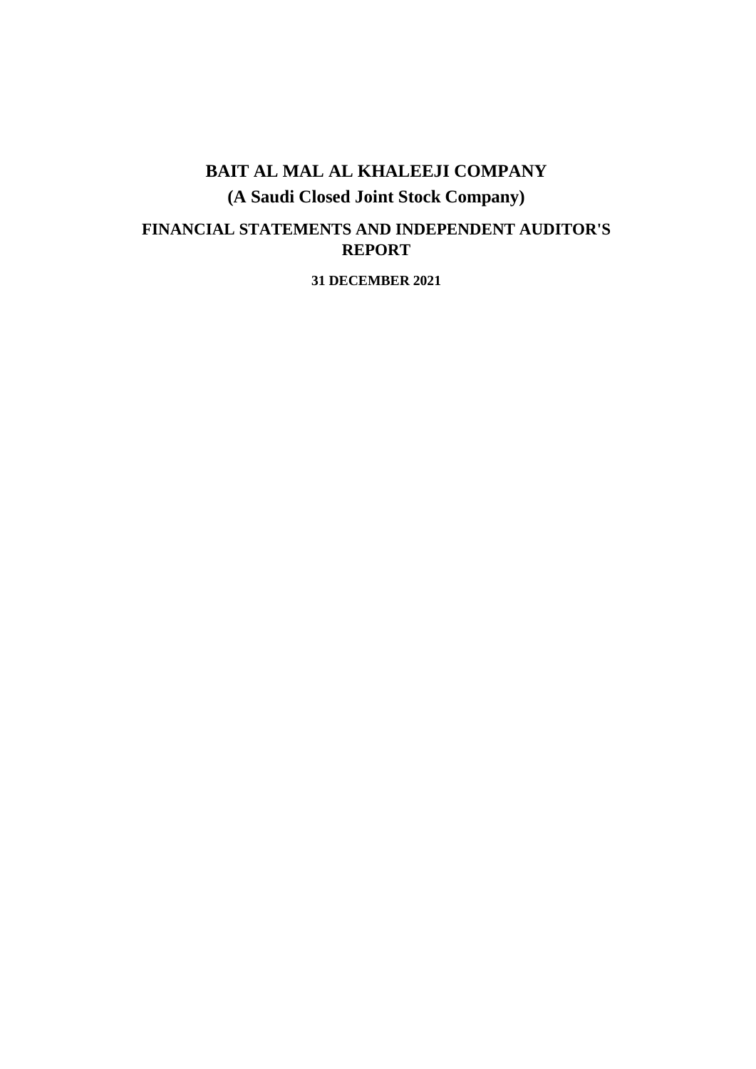# BAIT AL MAL AL KHALEEJI COMPANY

## (A Saudi Closed Joint Stock Company)

## FINANCIAL STATEMENTS AND INDEPENDENT AUDITOR'S REPORT

**31 DECEMBER 2021**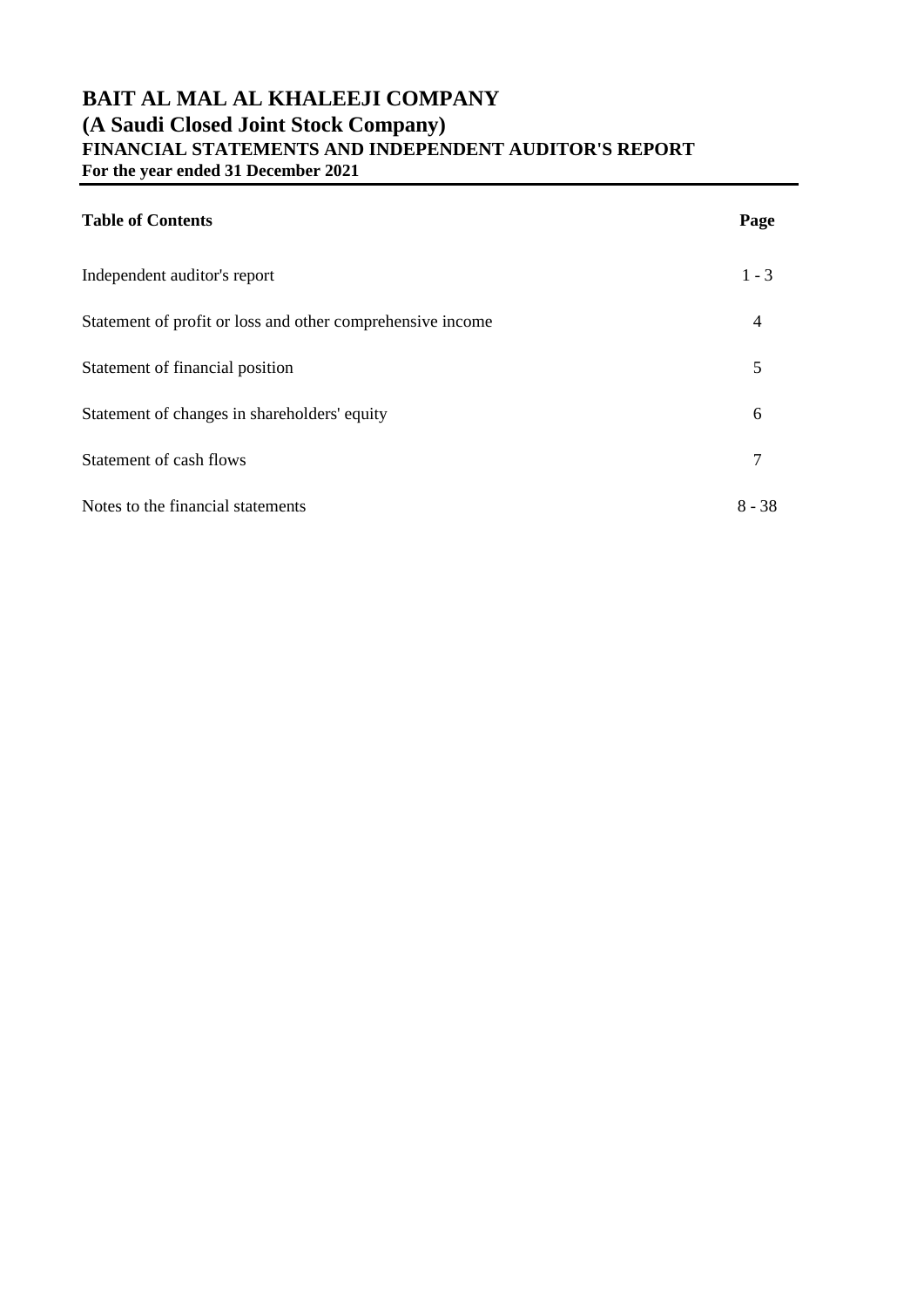# BAIT AL MAL AL KHALEEJI COMPANY
## (A Saudi Closed Joint Stock Company)
### FINANCIAL STATEMENTS AND INDEPENDENT AUDITOR'S REPORT
**For the year ended 31 December 2021**

| **Table of Contents** | **Page** |
|---|---|
| Independent auditor's report | 1 - 3 |
| Statement of profit or loss and other comprehensive income | 4 |
| Statement of financial position | 5 |
| Statement of changes in shareholders' equity | 6 |
| Statement of cash flows | 7 |
| Notes to the financial statements | 8 - 38 |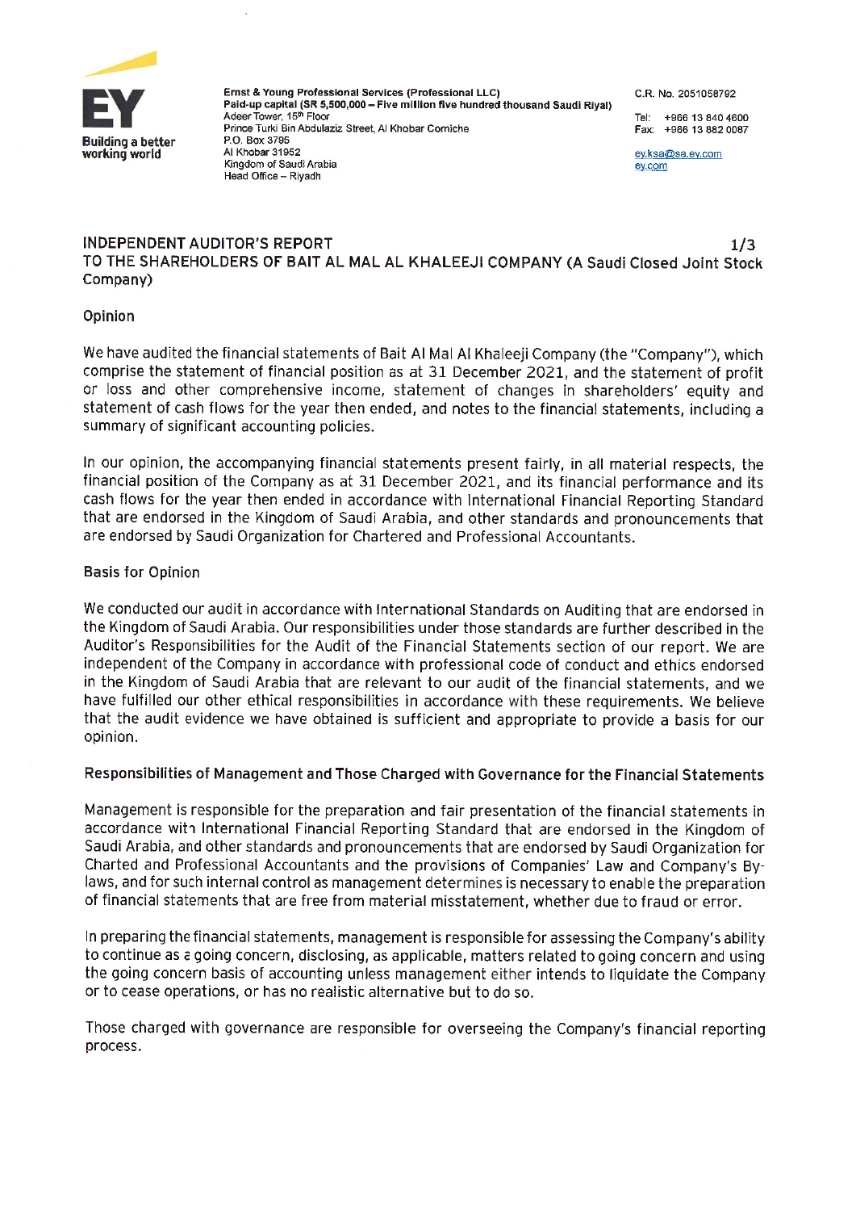Ernst & Young Professional Services (Professional LLC)
**Paid-up capital (SR 5,500,000 – Five million five hundred thousand Saudi Riyal)**
Adeer Tower, 15th Floor
Prince Turki Bin Abdulaziz Street, Al Khobar Corniche
P.O. Box 3795
Al Khobar 31952
Kingdom of Saudi Arabia
Head Office – Riyadh

C.R. No. 2051058792

Tel: +966 13 840 4600
Fax: +966 13 882 0087

ey.ksa@sa.ey.com
ey.com

## INDEPENDENT AUDITOR'S REPORT
## TO THE SHAREHOLDERS OF BAIT AL MAL AL KHALEEJI COMPANY (A Saudi Closed Joint Stock Company)

### Opinion

We have audited the financial statements of Bait Al Mal Al Khaleeji Company (the "Company"), which comprise the statement of financial position as at 31 December 2021, and the statement of profit or loss and other comprehensive income, statement of changes in shareholders' equity and statement of cash flows for the year then ended, and notes to the financial statements, including a summary of significant accounting policies.

In our opinion, the accompanying financial statements present fairly, in all material respects, the financial position of the Company as at 31 December 2021, and its financial performance and its cash flows for the year then ended in accordance with International Financial Reporting Standard that are endorsed in the Kingdom of Saudi Arabia, and other standards and pronouncements that are endorsed by Saudi Organization for Chartered and Professional Accountants.

### Basis for Opinion

We conducted our audit in accordance with International Standards on Auditing that are endorsed in the Kingdom of Saudi Arabia. Our responsibilities under those standards are further described in the Auditor's Responsibilities for the Audit of the Financial Statements section of our report. We are independent of the Company in accordance with professional code of conduct and ethics endorsed in the Kingdom of Saudi Arabia that are relevant to our audit of the financial statements, and we have fulfilled our other ethical responsibilities in accordance with these requirements. We believe that the audit evidence we have obtained is sufficient and appropriate to provide a basis for our opinion.

### Responsibilities of Management and Those Charged with Governance for the Financial Statements

Management is responsible for the preparation and fair presentation of the financial statements in accordance with International Financial Reporting Standard that are endorsed in the Kingdom of Saudi Arabia, and other standards and pronouncements that are endorsed by Saudi Organization for Charted and Professional Accountants and the provisions of Companies' Law and Company's By-laws, and for such internal control as management determines is necessary to enable the preparation of financial statements that are free from material misstatement, whether due to fraud or error.

In preparing the financial statements, management is responsible for assessing the Company's ability to continue as a going concern, disclosing, as applicable, matters related to going concern and using the going concern basis of accounting unless management either intends to liquidate the Company or to cease operations, or has no realistic alternative but to do so.

Those charged with governance are responsible for overseeing the Company's financial reporting process.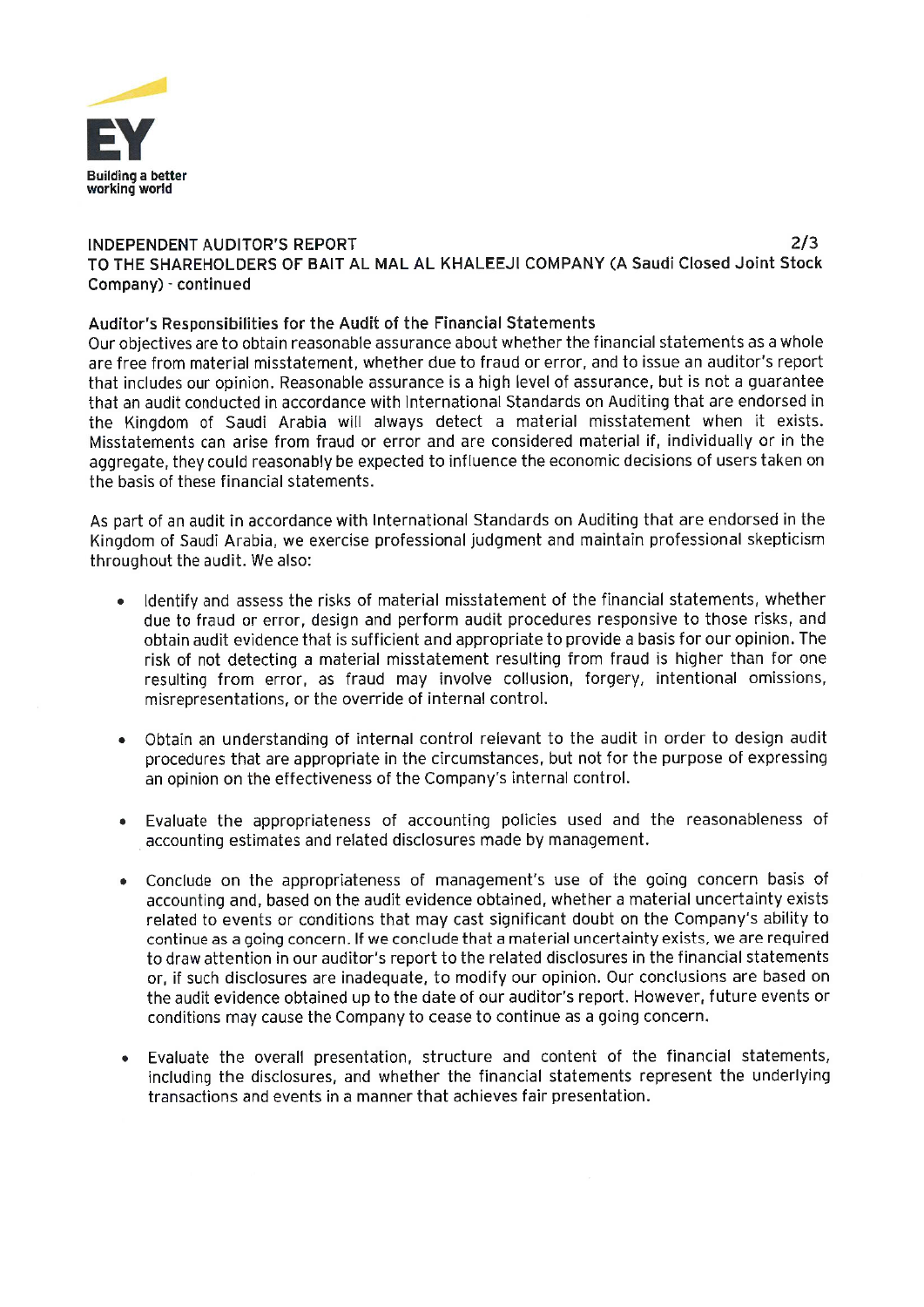INDEPENDENT AUDITOR'S REPORT
TO THE SHAREHOLDERS OF BAIT AL MAL AL KHALEEJI COMPANY (A Saudi Closed Joint Stock Company) - continued

## Auditor's Responsibilities for the Audit of the Financial Statements

Our objectives are to obtain reasonable assurance about whether the financial statements as a whole are free from material misstatement, whether due to fraud or error, and to issue an auditor's report that includes our opinion. Reasonable assurance is a high level of assurance, but is not a guarantee that an audit conducted in accordance with International Standards on Auditing that are endorsed in the Kingdom of Saudi Arabia will always detect a material misstatement when it exists. Misstatements can arise from fraud or error and are considered material if, individually or in the aggregate, they could reasonably be expected to influence the economic decisions of users taken on the basis of these financial statements.

As part of an audit in accordance with International Standards on Auditing that are endorsed in the Kingdom of Saudi Arabia, we exercise professional judgment and maintain professional skepticism throughout the audit. We also:

- Identify and assess the risks of material misstatement of the financial statements, whether due to fraud or error, design and perform audit procedures responsive to those risks, and obtain audit evidence that is sufficient and appropriate to provide a basis for our opinion. The risk of not detecting a material misstatement resulting from fraud is higher than for one resulting from error, as fraud may involve collusion, forgery, intentional omissions, misrepresentations, or the override of internal control.

- Obtain an understanding of internal control relevant to the audit in order to design audit procedures that are appropriate in the circumstances, but not for the purpose of expressing an opinion on the effectiveness of the Company's internal control.

- Evaluate the appropriateness of accounting policies used and the reasonableness of accounting estimates and related disclosures made by management.

- Conclude on the appropriateness of management's use of the going concern basis of accounting and, based on the audit evidence obtained, whether a material uncertainty exists related to events or conditions that may cast significant doubt on the Company's ability to continue as a going concern. If we conclude that a material uncertainty exists, we are required to draw attention in our auditor's report to the related disclosures in the financial statements or, if such disclosures are inadequate, to modify our opinion. Our conclusions are based on the audit evidence obtained up to the date of our auditor's report. However, future events or conditions may cause the Company to cease to continue as a going concern.

- Evaluate the overall presentation, structure and content of the financial statements, including the disclosures, and whether the financial statements represent the underlying transactions and events in a manner that achieves fair presentation.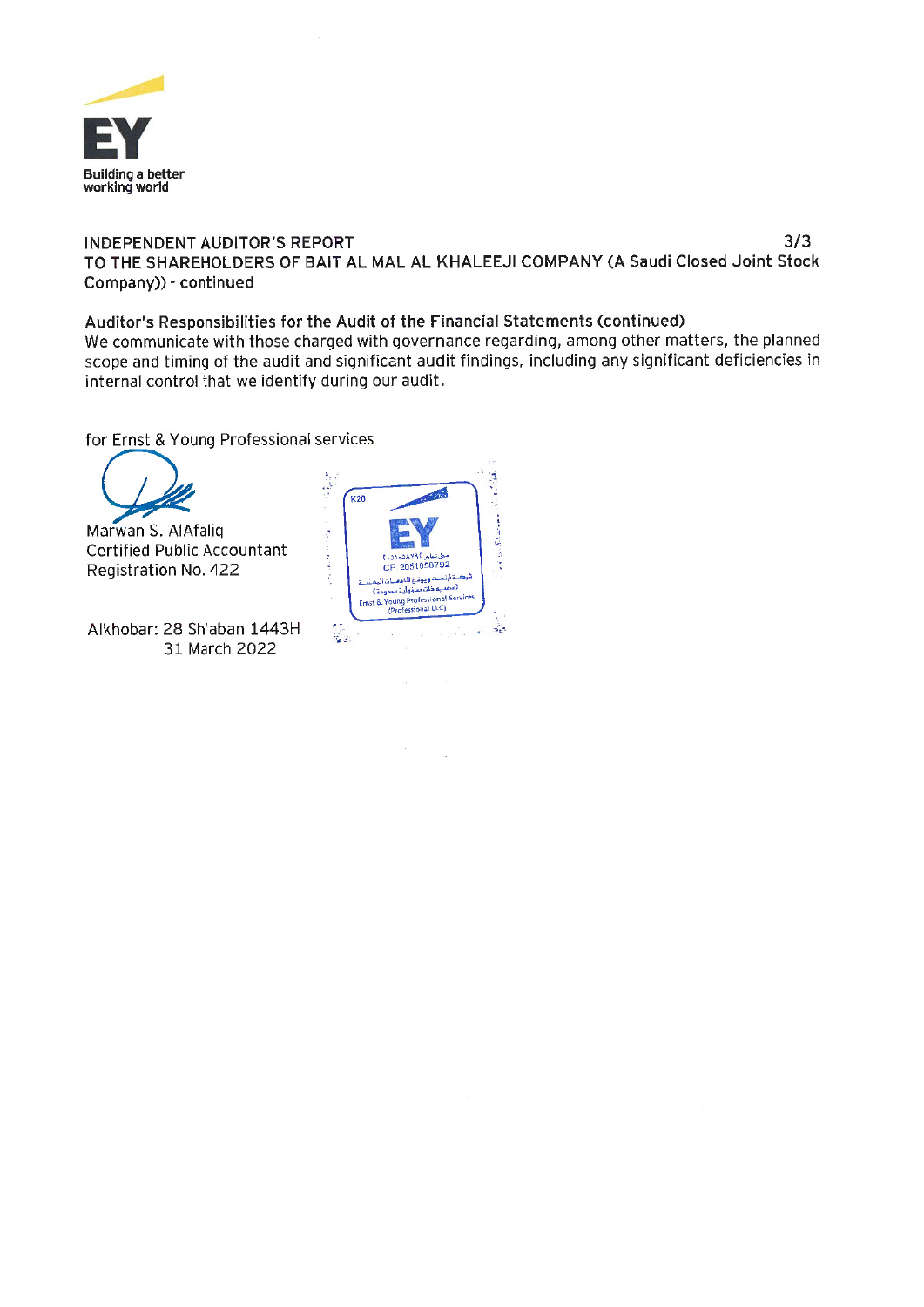INDEPENDENT AUDITOR'S REPORT

TO THE SHAREHOLDERS OF BAIT AL MAL AL KHALEEJI COMPANY (A Saudi Closed Joint Stock Company)) - continued

**Auditor's Responsibilities for the Audit of the Financial Statements (continued)**

We communicate with those charged with governance regarding, among other matters, the planned scope and timing of the audit and significant audit findings, including any significant deficiencies in internal control that we identify during our audit.

for Ernst & Young Professional services

Marwan S. AlAfaliq
Certified Public Accountant
Registration No. 422

Alkhobar: 28 Sh'aban 1443H
31 March 2022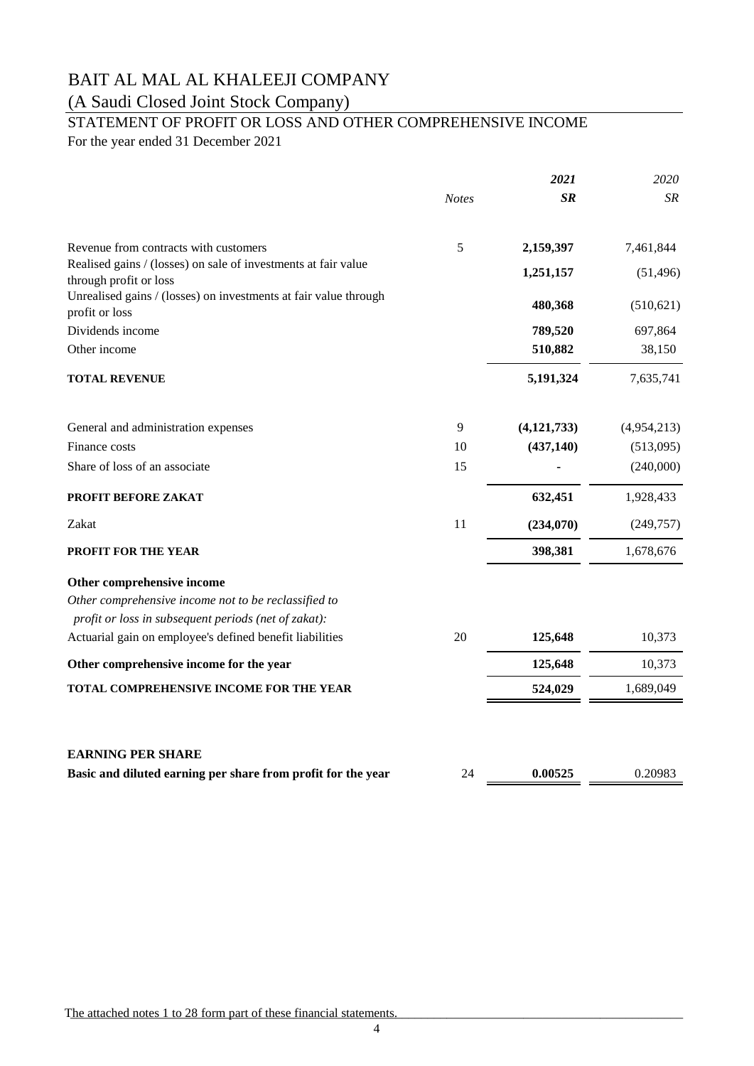# BAIT AL MAL AL KHALEEJI COMPANY

(A Saudi Closed Joint Stock Company)

## STATEMENT OF PROFIT OR LOSS AND OTHER COMPREHENSIVE INCOME

For the year ended 31 December 2021

| | *Notes* | ***2021*** ***SR*** | *2020* *SR* |
|---|---|---|---|
| Revenue from contracts with customers | 5 | **2,159,397** | 7,461,844 |
| Realised gains / (losses) on sale of investments at fair value through profit or loss | | **1,251,157** | (51,496) |
| Unrealised gains / (losses) on investments at fair value through profit or loss | | **480,368** | (510,621) |
| Dividends income | | **789,520** | 697,864 |
| Other income | | **510,882** | 38,150 |
| **TOTAL REVENUE** | | **5,191,324** | 7,635,741 |
| General and administration expenses | 9 | **(4,121,733)** | (4,954,213) |
| Finance costs | 10 | **(437,140)** | (513,095) |
| Share of loss of an associate | 15 | **-** | (240,000) |
| **PROFIT BEFORE ZAKAT** | | **632,451** | 1,928,433 |
| Zakat | 11 | **(234,070)** | (249,757) |
| **PROFIT FOR THE YEAR** | | **398,381** | 1,678,676 |
| **Other comprehensive income** | | | |
| *Other comprehensive income not to be reclassified to profit or loss in subsequent periods (net of zakat):* | | | |
| Actuarial gain on employee's defined benefit liabilities | 20 | **125,648** | 10,373 |
| **Other comprehensive income for the year** | | **125,648** | 10,373 |
| **TOTAL COMPREHENSIVE INCOME FOR THE YEAR** | | **524,029** | 1,689,049 |
| **EARNING PER SHARE** | | | |
| **Basic and diluted earning per share from profit for the year** | 24 | **0.00525** | 0.20983 |

The attached notes 1 to 28 form part of these financial statements.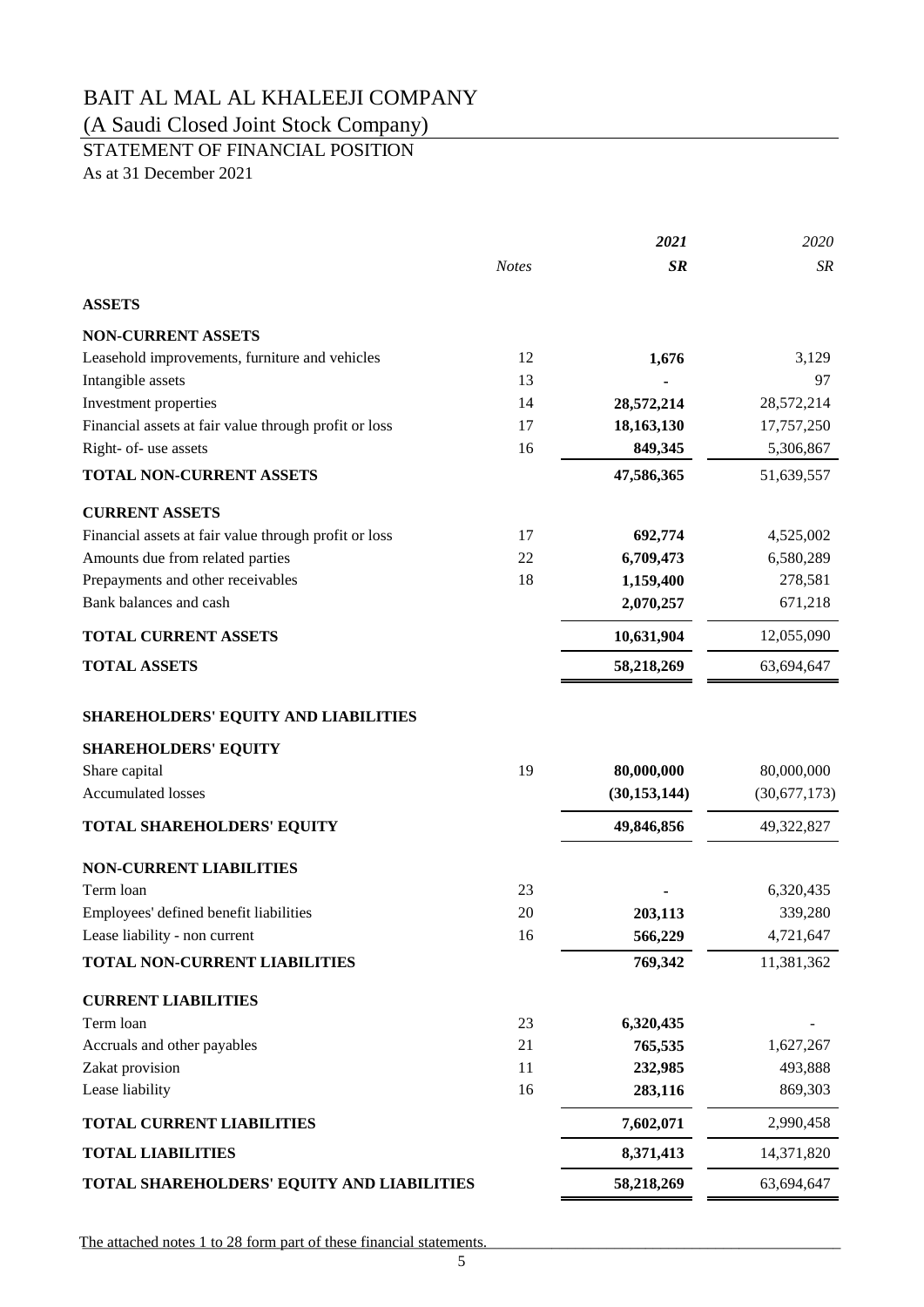# BAIT AL MAL AL KHALEEJI COMPANY

(A Saudi Closed Joint Stock Company)

## STATEMENT OF FINANCIAL POSITION

As at 31 December 2021

| | Notes | 2021 SR | 2020 SR |
|---|---|---|---|
| **ASSETS** | | | |
| **NON-CURRENT ASSETS** | | | |
| Leasehold improvements, furniture and vehicles | 12 | **1,676** | 3,129 |
| Intangible assets | 13 | **-** | 97 |
| Investment properties | 14 | **28,572,214** | 28,572,214 |
| Financial assets at fair value through profit or loss | 17 | **18,163,130** | 17,757,250 |
| Right- of- use assets | 16 | **849,345** | 5,306,867 |
| **TOTAL NON-CURRENT ASSETS** | | **47,586,365** | 51,639,557 |
| **CURRENT ASSETS** | | | |
| Financial assets at fair value through profit or loss | 17 | **692,774** | 4,525,002 |
| Amounts due from related parties | 22 | **6,709,473** | 6,580,289 |
| Prepayments and other receivables | 18 | **1,159,400** | 278,581 |
| Bank balances and cash | | **2,070,257** | 671,218 |
| **TOTAL CURRENT ASSETS** | | **10,631,904** | 12,055,090 |
| **TOTAL ASSETS** | | **58,218,269** | 63,694,647 |
| **SHAREHOLDERS' EQUITY AND LIABILITIES** | | | |
| **SHAREHOLDERS' EQUITY** | | | |
| Share capital | 19 | **80,000,000** | 80,000,000 |
| Accumulated losses | | **(30,153,144)** | (30,677,173) |
| **TOTAL SHAREHOLDERS' EQUITY** | | **49,846,856** | 49,322,827 |
| **NON-CURRENT LIABILITIES** | | | |
| Term loan | 23 | **-** | 6,320,435 |
| Employees' defined benefit liabilities | 20 | **203,113** | 339,280 |
| Lease liability - non current | 16 | **566,229** | 4,721,647 |
| **TOTAL NON-CURRENT LIABILITIES** | | **769,342** | 11,381,362 |
| **CURRENT LIABILITIES** | | | |
| Term loan | 23 | **6,320,435** | - |
| Accruals and other payables | 21 | **765,535** | 1,627,267 |
| Zakat provision | 11 | **232,985** | 493,888 |
| Lease liability | 16 | **283,116** | 869,303 |
| **TOTAL CURRENT LIABILITIES** | | **7,602,071** | 2,990,458 |
| **TOTAL LIABILITIES** | | **8,371,413** | 14,371,820 |
| **TOTAL SHAREHOLDERS' EQUITY AND LIABILITIES** | | **58,218,269** | 63,694,647 |

The attached notes 1 to 28 form part of these financial statements.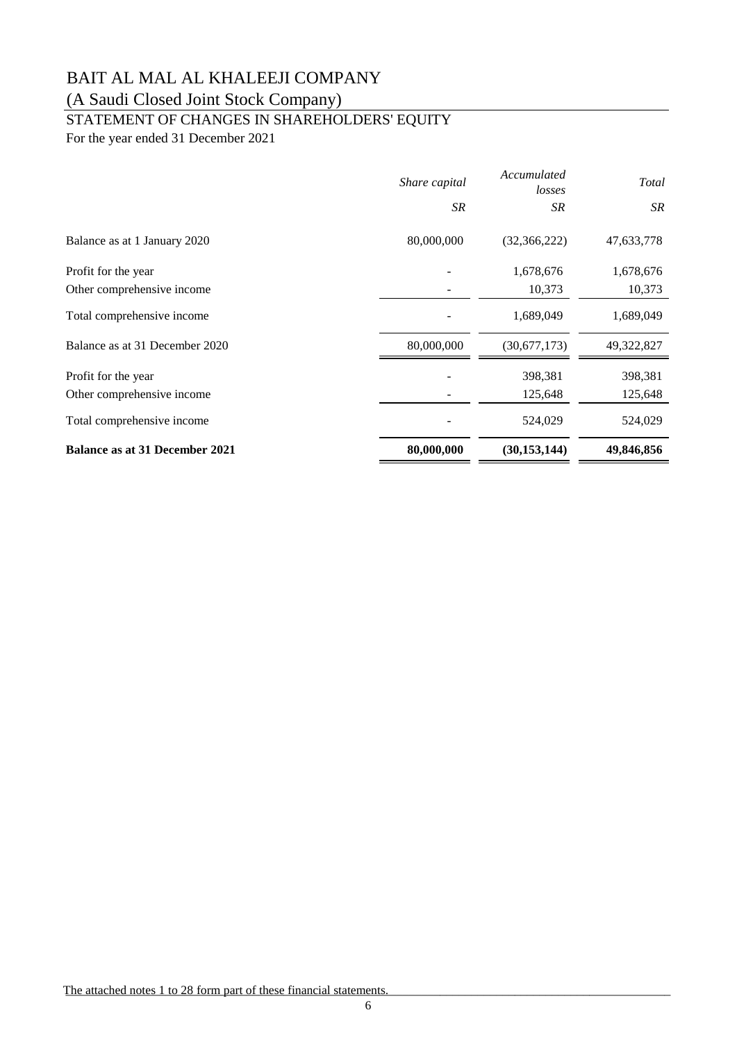# BAIT AL MAL AL KHALEEJI COMPANY

(A Saudi Closed Joint Stock Company)

## STATEMENT OF CHANGES IN SHAREHOLDERS' EQUITY

For the year ended 31 December 2021

| | *Share capital* | *Accumulated losses* | *Total* |
|---|---|---|---|
| | *SR* | *SR* | *SR* |
| Balance as at 1 January 2020 | 80,000,000 | (32,366,222) | 47,633,778 |
| Profit for the year | - | 1,678,676 | 1,678,676 |
| Other comprehensive income | - | 10,373 | 10,373 |
| Total comprehensive income | - | 1,689,049 | 1,689,049 |
| Balance as at 31 December 2020 | 80,000,000 | (30,677,173) | 49,322,827 |
| Profit for the year | - | 398,381 | 398,381 |
| Other comprehensive income | - | 125,648 | 125,648 |
| Total comprehensive income | - | 524,029 | 524,029 |
| **Balance as at 31 December 2021** | **80,000,000** | **(30,153,144)** | **49,846,856** |

The attached notes 1 to 28 form part of these financial statements.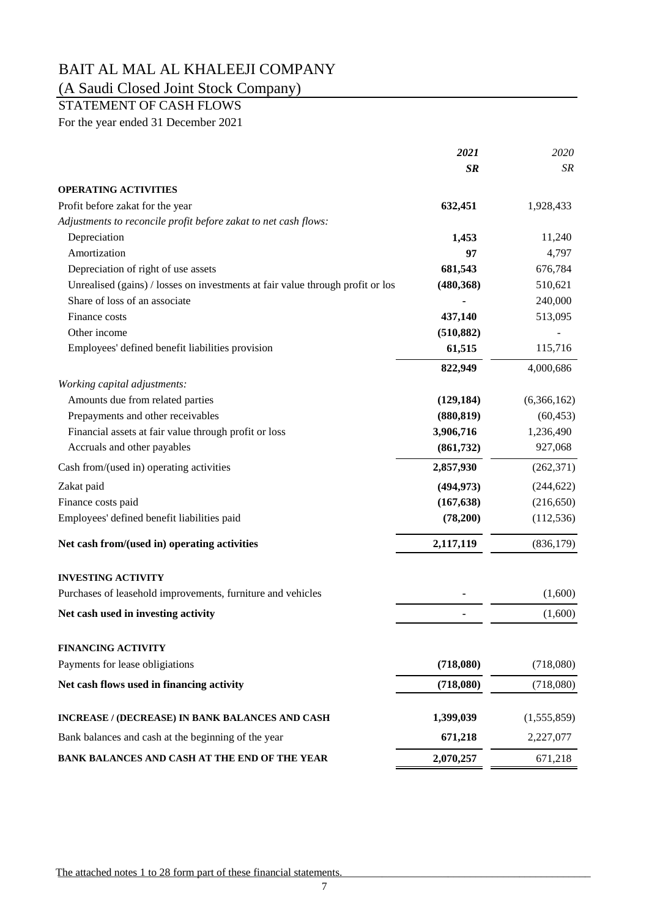# BAIT AL MAL AL KHALEEJI COMPANY

## (A Saudi Closed Joint Stock Company)

## STATEMENT OF CASH FLOWS

For the year ended 31 December 2021

| | *2021* | *2020* |
|---|---|---|
| | ***SR*** | *SR* |
| **OPERATING ACTIVITIES** | | |
| Profit before zakat for the year | **632,451** | 1,928,433 |
| *Adjustments to reconcile profit before zakat to net cash flows:* | | |
| Depreciation | **1,453** | 11,240 |
| Amortization | **97** | 4,797 |
| Depreciation of right of use assets | **681,543** | 676,784 |
| Unrealised (gains) / losses on investments at fair value through profit or los | **(480,368)** | 510,621 |
| Share of loss of an associate | **-** | 240,000 |
| Finance costs | **437,140** | 513,095 |
| Other income | **(510,882)** | - |
| Employees' defined benefit liabilities provision | **61,515** | 115,716 |
| | **822,949** | 4,000,686 |
| *Working capital adjustments:* | | |
| Amounts due from related parties | **(129,184)** | (6,366,162) |
| Prepayments and other receivables | **(880,819)** | (60,453) |
| Financial assets at fair value through profit or loss | **3,906,716** | 1,236,490 |
| Accruals and other payables | **(861,732)** | 927,068 |
| Cash from/(used in) operating activities | **2,857,930** | (262,371) |
| Zakat paid | **(494,973)** | (244,622) |
| Finance costs paid | **(167,638)** | (216,650) |
| Employees' defined benefit liabilities paid | **(78,200)** | (112,536) |
| **Net cash from/(used in) operating activities** | **2,117,119** | (836,179) |
| **INVESTING ACTIVITY** | | |
| Purchases of leasehold improvements, furniture and vehicles | **-** | (1,600) |
| **Net cash used in investing activity** | **-** | (1,600) |
| **FINANCING ACTIVITY** | | |
| Payments for lease obligiations | **(718,080)** | (718,080) |
| **Net cash flows used in financing activity** | **(718,080)** | (718,080) |
| **INCREASE / (DECREASE) IN BANK BALANCES AND CASH** | **1,399,039** | (1,555,859) |
| Bank balances and cash at the beginning of the year | **671,218** | 2,227,077 |
| **BANK BALANCES AND CASH AT THE END OF THE YEAR** | **2,070,257** | 671,218 |

The attached notes 1 to 28 form part of these financial statements.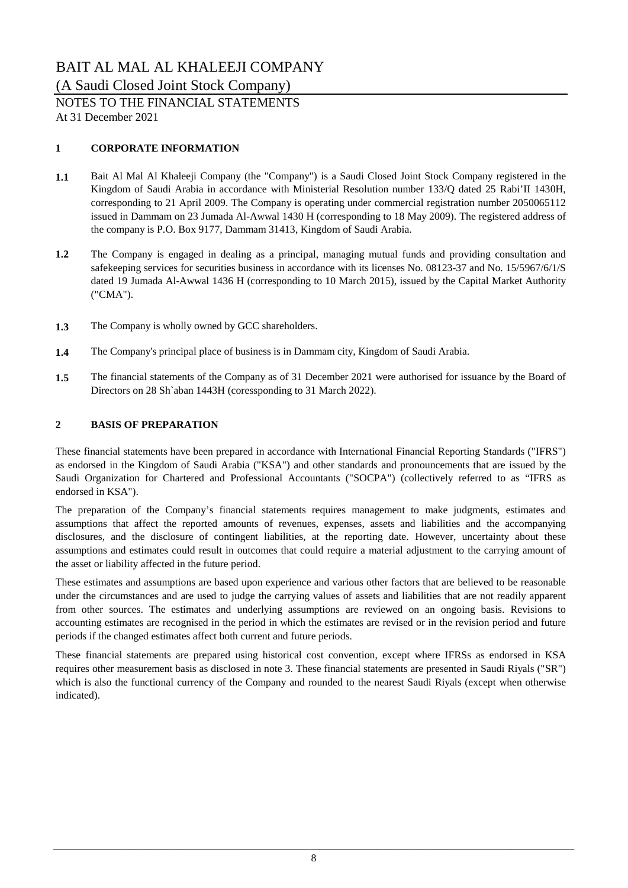# BAIT AL MAL AL KHALEEJI COMPANY

(A Saudi Closed Joint Stock Company)

NOTES TO THE FINANCIAL STATEMENTS

At 31 December 2021

## 1 CORPORATE INFORMATION

**1.1** Bait Al Mal Al Khaleeji Company (the "Company") is a Saudi Closed Joint Stock Company registered in the Kingdom of Saudi Arabia in accordance with Ministerial Resolution number 133/Q dated 25 Rabi'II 1430H, corresponding to 21 April 2009. The Company is operating under commercial registration number 2050065112 issued in Dammam on 23 Jumada Al-Awwal 1430 H (corresponding to 18 May 2009). The registered address of the company is P.O. Box 9177, Dammam 31413, Kingdom of Saudi Arabia.

**1.2** The Company is engaged in dealing as a principal, managing mutual funds and providing consultation and safekeeping services for securities business in accordance with its licenses No. 08123-37 and No. 15/5967/6/1/S dated 19 Jumada Al-Awwal 1436 H (corresponding to 10 March 2015), issued by the Capital Market Authority ("CMA").

**1.3** The Company is wholly owned by GCC shareholders.

**1.4** The Company's principal place of business is in Dammam city, Kingdom of Saudi Arabia.

**1.5** The financial statements of the Company as of 31 December 2021 were authorised for issuance by the Board of Directors on 28 Sh`aban 1443H (coressponding to 31 March 2022).

## 2 BASIS OF PREPARATION

These financial statements have been prepared in accordance with International Financial Reporting Standards ("IFRS") as endorsed in the Kingdom of Saudi Arabia ("KSA") and other standards and pronouncements that are issued by the Saudi Organization for Chartered and Professional Accountants ("SOCPA") (collectively referred to as "IFRS as endorsed in KSA").

The preparation of the Company's financial statements requires management to make judgments, estimates and assumptions that affect the reported amounts of revenues, expenses, assets and liabilities and the accompanying disclosures, and the disclosure of contingent liabilities, at the reporting date. However, uncertainty about these assumptions and estimates could result in outcomes that could require a material adjustment to the carrying amount of the asset or liability affected in the future period.

These estimates and assumptions are based upon experience and various other factors that are believed to be reasonable under the circumstances and are used to judge the carrying values of assets and liabilities that are not readily apparent from other sources. The estimates and underlying assumptions are reviewed on an ongoing basis. Revisions to accounting estimates are recognised in the period in which the estimates are revised or in the revision period and future periods if the changed estimates affect both current and future periods.

These financial statements are prepared using historical cost convention, except where IFRSs as endorsed in KSA requires other measurement basis as disclosed in note 3. These financial statements are presented in Saudi Riyals ("SR") which is also the functional currency of the Company and rounded to the nearest Saudi Riyals (except when otherwise indicated).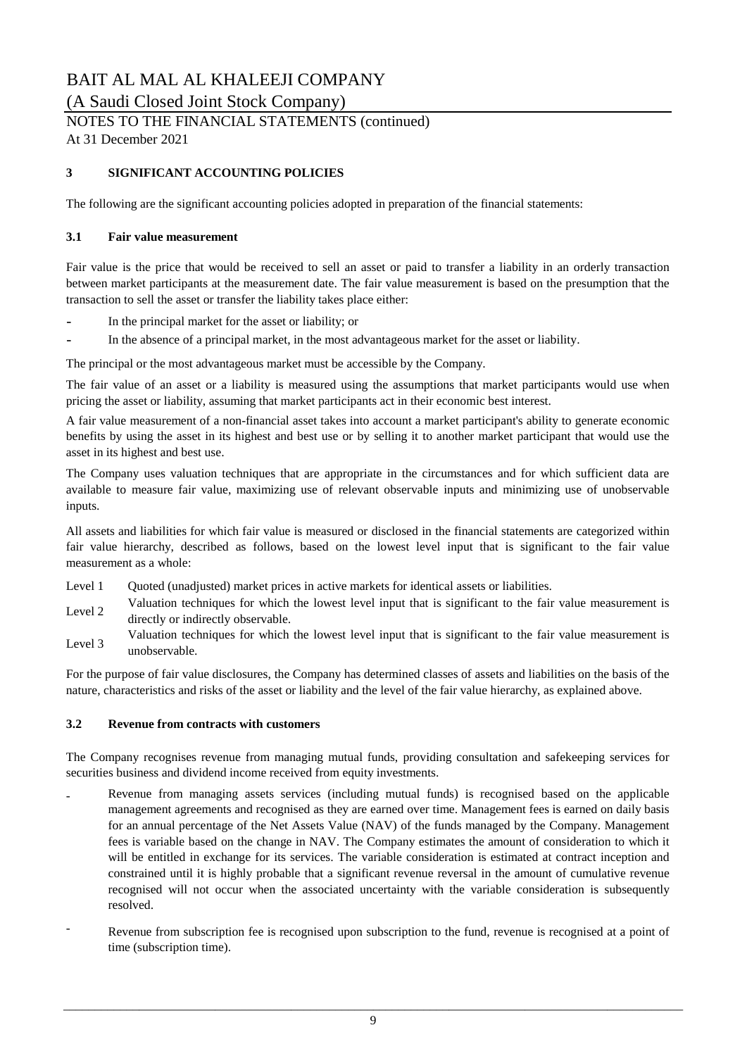# BAIT AL MAL AL KHALEEJI COMPANY

(A Saudi Closed Joint Stock Company)

NOTES TO THE FINANCIAL STATEMENTS (continued)

At 31 December 2021

## 3 SIGNIFICANT ACCOUNTING POLICIES

The following are the significant accounting policies adopted in preparation of the financial statements:

### 3.1 Fair value measurement

Fair value is the price that would be received to sell an asset or paid to transfer a liability in an orderly transaction between market participants at the measurement date. The fair value measurement is based on the presumption that the transaction to sell the asset or transfer the liability takes place either:

- In the principal market for the asset or liability; or
- In the absence of a principal market, in the most advantageous market for the asset or liability.

The principal or the most advantageous market must be accessible by the Company.

The fair value of an asset or a liability is measured using the assumptions that market participants would use when pricing the asset or liability, assuming that market participants act in their economic best interest.

A fair value measurement of a non-financial asset takes into account a market participant's ability to generate economic benefits by using the asset in its highest and best use or by selling it to another market participant that would use the asset in its highest and best use.

The Company uses valuation techniques that are appropriate in the circumstances and for which sufficient data are available to measure fair value, maximizing use of relevant observable inputs and minimizing use of unobservable inputs.

All assets and liabilities for which fair value is measured or disclosed in the financial statements are categorized within fair value hierarchy, described as follows, based on the lowest level input that is significant to the fair value measurement as a whole:

| | |
|---|---|
| Level 1 | Quoted (unadjusted) market prices in active markets for identical assets or liabilities. |
| Level 2 | Valuation techniques for which the lowest level input that is significant to the fair value measurement is directly or indirectly observable. |
| Level 3 | Valuation techniques for which the lowest level input that is significant to the fair value measurement is unobservable. |

For the purpose of fair value disclosures, the Company has determined classes of assets and liabilities on the basis of the nature, characteristics and risks of the asset or liability and the level of the fair value hierarchy, as explained above.

### 3.2 Revenue from contracts with customers

The Company recognises revenue from managing mutual funds, providing consultation and safekeeping services for securities business and dividend income received from equity investments.

- Revenue from managing assets services (including mutual funds) is recognised based on the applicable management agreements and recognised as they are earned over time. Management fees is earned on daily basis for an annual percentage of the Net Assets Value (NAV) of the funds managed by the Company. Management fees is variable based on the change in NAV. The Company estimates the amount of consideration to which it will be entitled in exchange for its services. The variable consideration is estimated at contract inception and constrained until it is highly probable that a significant revenue reversal in the amount of cumulative revenue recognised will not occur when the associated uncertainty with the variable consideration is subsequently resolved.

- Revenue from subscription fee is recognised upon subscription to the fund, revenue is recognised at a point of time (subscription time).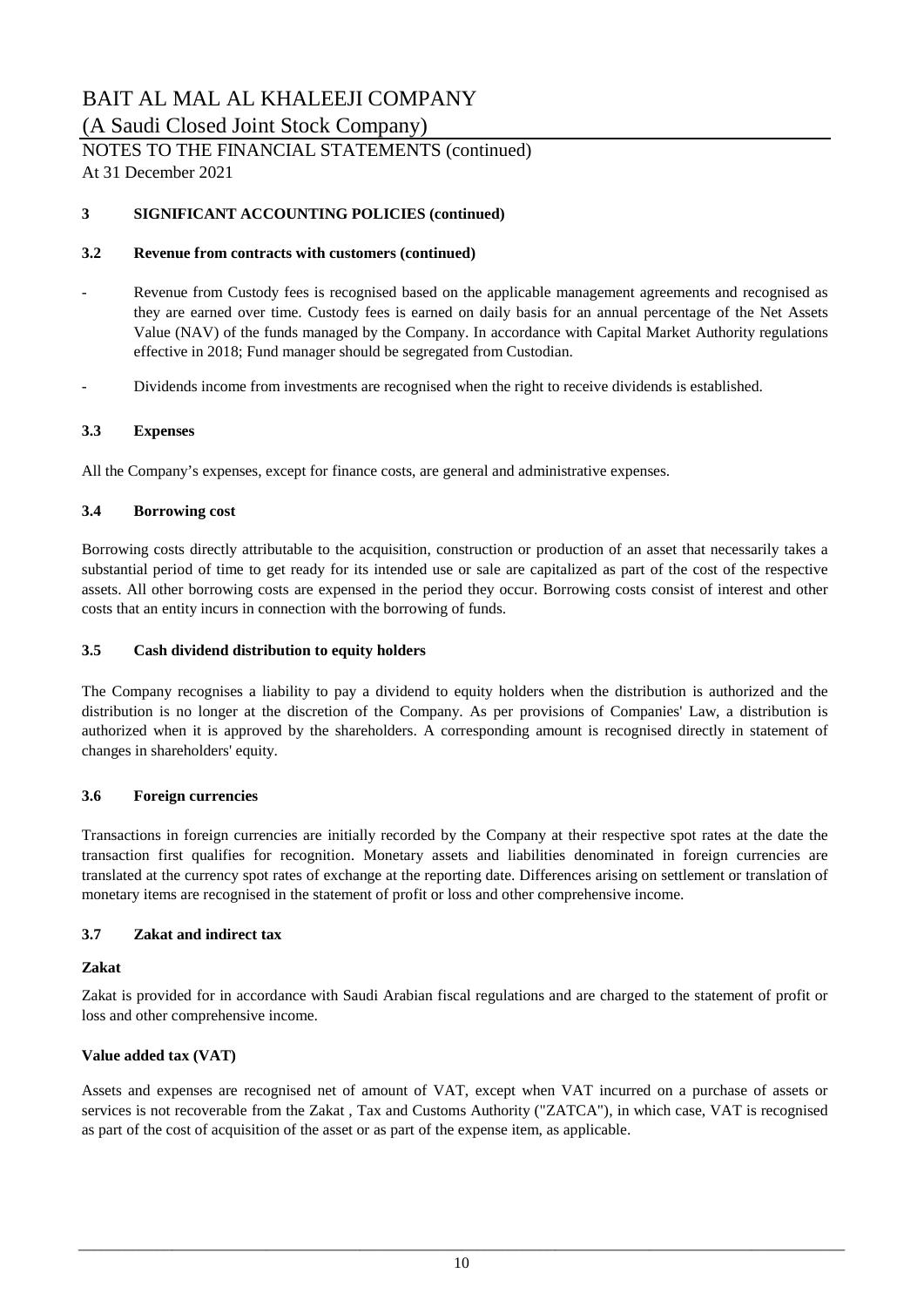# BAIT AL MAL AL KHALEEJI COMPANY

(A Saudi Closed Joint Stock Company)

NOTES TO THE FINANCIAL STATEMENTS (continued)

At 31 December 2021

## 3 SIGNIFICANT ACCOUNTING POLICIES (continued)

### 3.2 Revenue from contracts with customers (continued)

- Revenue from Custody fees is recognised based on the applicable management agreements and recognised as they are earned over time. Custody fees is earned on daily basis for an annual percentage of the Net Assets Value (NAV) of the funds managed by the Company. In accordance with Capital Market Authority regulations effective in 2018; Fund manager should be segregated from Custodian.

- Dividends income from investments are recognised when the right to receive dividends is established.

### 3.3 Expenses

All the Company's expenses, except for finance costs, are general and administrative expenses.

### 3.4 Borrowing cost

Borrowing costs directly attributable to the acquisition, construction or production of an asset that necessarily takes a substantial period of time to get ready for its intended use or sale are capitalized as part of the cost of the respective assets. All other borrowing costs are expensed in the period they occur. Borrowing costs consist of interest and other costs that an entity incurs in connection with the borrowing of funds.

### 3.5 Cash dividend distribution to equity holders

The Company recognises a liability to pay a dividend to equity holders when the distribution is authorized and the distribution is no longer at the discretion of the Company. As per provisions of Companies' Law, a distribution is authorized when it is approved by the shareholders. A corresponding amount is recognised directly in statement of changes in shareholders' equity.

### 3.6 Foreign currencies

Transactions in foreign currencies are initially recorded by the Company at their respective spot rates at the date the transaction first qualifies for recognition. Monetary assets and liabilities denominated in foreign currencies are translated at the currency spot rates of exchange at the reporting date. Differences arising on settlement or translation of monetary items are recognised in the statement of profit or loss and other comprehensive income.

### 3.7 Zakat and indirect tax

**Zakat**

Zakat is provided for in accordance with Saudi Arabian fiscal regulations and are charged to the statement of profit or loss and other comprehensive income.

**Value added tax (VAT)**

Assets and expenses are recognised net of amount of VAT, except when VAT incurred on a purchase of assets or services is not recoverable from the Zakat , Tax and Customs Authority ("ZATCA"), in which case, VAT is recognised as part of the cost of acquisition of the asset or as part of the expense item, as applicable.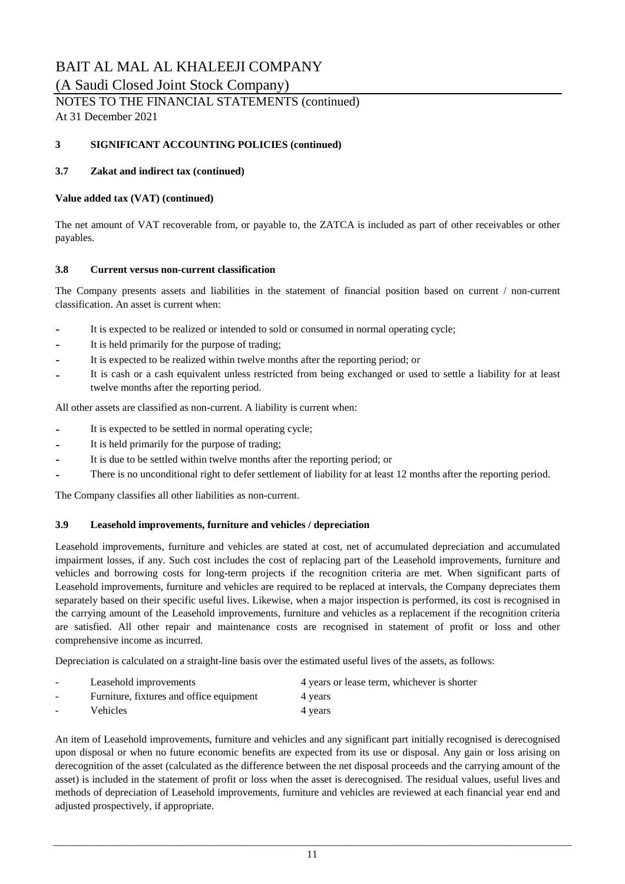# BAIT AL MAL AL KHALEEJI COMPANY

(A Saudi Closed Joint Stock Company)

NOTES TO THE FINANCIAL STATEMENTS (continued)

At 31 December 2021

## 3 SIGNIFICANT ACCOUNTING POLICIES (continued)

### 3.7 Zakat and indirect tax (continued)

**Value added tax (VAT) (continued)**

The net amount of VAT recoverable from, or payable to, the ZATCA is included as part of other receivables or other payables.

### 3.8 Current versus non-current classification

The Company presents assets and liabilities in the statement of financial position based on current / non-current classification. An asset is current when:

- It is expected to be realized or intended to sold or consumed in normal operating cycle;
- It is held primarily for the purpose of trading;
- It is expected to be realized within twelve months after the reporting period; or
- It is cash or a cash equivalent unless restricted from being exchanged or used to settle a liability for at least twelve months after the reporting period.

All other assets are classified as non-current. A liability is current when:

- It is expected to be settled in normal operating cycle;
- It is held primarily for the purpose of trading;
- It is due to be settled within twelve months after the reporting period; or
- There is no unconditional right to defer settlement of liability for at least 12 months after the reporting period.

The Company classifies all other liabilities as non-current.

### 3.9 Leasehold improvements, furniture and vehicles / depreciation

Leasehold improvements, furniture and vehicles are stated at cost, net of accumulated depreciation and accumulated impairment losses, if any. Such cost includes the cost of replacing part of the Leasehold improvements, furniture and vehicles and borrowing costs for long-term projects if the recognition criteria are met. When significant parts of Leasehold improvements, furniture and vehicles are required to be replaced at intervals, the Company depreciates them separately based on their specific useful lives. Likewise, when a major inspection is performed, its cost is recognised in the carrying amount of the Leasehold improvements, furniture and vehicles as a replacement if the recognition criteria are satisfied. All other repair and maintenance costs are recognised in statement of profit or loss and other comprehensive income as incurred.

Depreciation is calculated on a straight-line basis over the estimated useful lives of the assets, as follows:

- Leasehold improvements — 4 years or lease term, whichever is shorter
- Furniture, fixtures and office equipment — 4 years
- Vehicles — 4 years

An item of Leasehold improvements, furniture and vehicles and any significant part initially recognised is derecognised upon disposal or when no future economic benefits are expected from its use or disposal. Any gain or loss arising on derecognition of the asset (calculated as the difference between the net disposal proceeds and the carrying amount of the asset) is included in the statement of profit or loss when the asset is derecognised. The residual values, useful lives and methods of depreciation of Leasehold improvements, furniture and vehicles are reviewed at each financial year end and adjusted prospectively, if appropriate.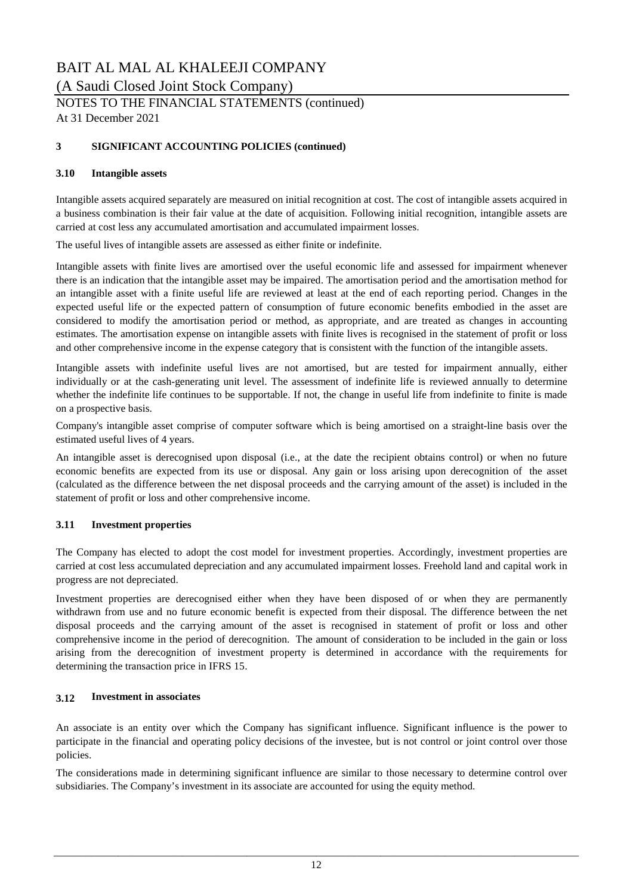## 3 SIGNIFICANT ACCOUNTING POLICIES (continued)

### 3.10 Intangible assets

Intangible assets acquired separately are measured on initial recognition at cost. The cost of intangible assets acquired in a business combination is their fair value at the date of acquisition. Following initial recognition, intangible assets are carried at cost less any accumulated amortisation and accumulated impairment losses.

The useful lives of intangible assets are assessed as either finite or indefinite.

Intangible assets with finite lives are amortised over the useful economic life and assessed for impairment whenever there is an indication that the intangible asset may be impaired. The amortisation period and the amortisation method for an intangible asset with a finite useful life are reviewed at least at the end of each reporting period. Changes in the expected useful life or the expected pattern of consumption of future economic benefits embodied in the asset are considered to modify the amortisation period or method, as appropriate, and are treated as changes in accounting estimates. The amortisation expense on intangible assets with finite lives is recognised in the statement of profit or loss and other comprehensive income in the expense category that is consistent with the function of the intangible assets.

Intangible assets with indefinite useful lives are not amortised, but are tested for impairment annually, either individually or at the cash-generating unit level. The assessment of indefinite life is reviewed annually to determine whether the indefinite life continues to be supportable. If not, the change in useful life from indefinite to finite is made on a prospective basis.

Company's intangible asset comprise of computer software which is being amortised on a straight-line basis over the estimated useful lives of 4 years.

An intangible asset is derecognised upon disposal (i.e., at the date the recipient obtains control) or when no future economic benefits are expected from its use or disposal. Any gain or loss arising upon derecognition of the asset (calculated as the difference between the net disposal proceeds and the carrying amount of the asset) is included in the statement of profit or loss and other comprehensive income.

### 3.11 Investment properties

The Company has elected to adopt the cost model for investment properties. Accordingly, investment properties are carried at cost less accumulated depreciation and any accumulated impairment losses. Freehold land and capital work in progress are not depreciated.

Investment properties are derecognised either when they have been disposed of or when they are permanently withdrawn from use and no future economic benefit is expected from their disposal. The difference between the net disposal proceeds and the carrying amount of the asset is recognised in statement of profit or loss and other comprehensive income in the period of derecognition. The amount of consideration to be included in the gain or loss arising from the derecognition of investment property is determined in accordance with the requirements for determining the transaction price in IFRS 15.

### 3.12 Investment in associates

An associate is an entity over which the Company has significant influence. Significant influence is the power to participate in the financial and operating policy decisions of the investee, but is not control or joint control over those policies.

The considerations made in determining significant influence are similar to those necessary to determine control over subsidiaries. The Company's investment in its associate are accounted for using the equity method.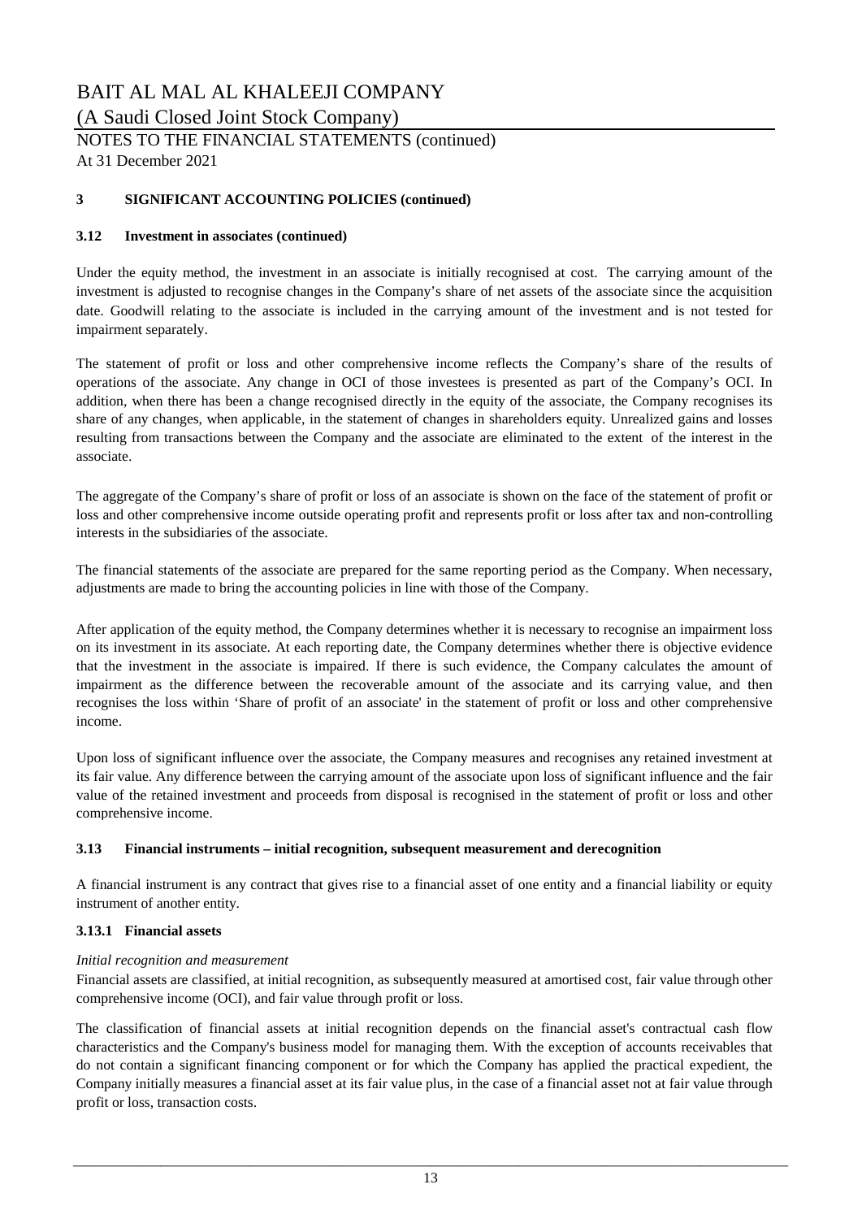### 3 SIGNIFICANT ACCOUNTING POLICIES (continued)

#### 3.12 Investment in associates (continued)

Under the equity method, the investment in an associate is initially recognised at cost. The carrying amount of the investment is adjusted to recognise changes in the Company's share of net assets of the associate since the acquisition date. Goodwill relating to the associate is included in the carrying amount of the investment and is not tested for impairment separately.

The statement of profit or loss and other comprehensive income reflects the Company's share of the results of operations of the associate. Any change in OCI of those investees is presented as part of the Company's OCI. In addition, when there has been a change recognised directly in the equity of the associate, the Company recognises its share of any changes, when applicable, in the statement of changes in shareholders equity. Unrealized gains and losses resulting from transactions between the Company and the associate are eliminated to the extent of the interest in the associate.

The aggregate of the Company's share of profit or loss of an associate is shown on the face of the statement of profit or loss and other comprehensive income outside operating profit and represents profit or loss after tax and non-controlling interests in the subsidiaries of the associate.

The financial statements of the associate are prepared for the same reporting period as the Company. When necessary, adjustments are made to bring the accounting policies in line with those of the Company.

After application of the equity method, the Company determines whether it is necessary to recognise an impairment loss on its investment in its associate. At each reporting date, the Company determines whether there is objective evidence that the investment in the associate is impaired. If there is such evidence, the Company calculates the amount of impairment as the difference between the recoverable amount of the associate and its carrying value, and then recognises the loss within 'Share of profit of an associate' in the statement of profit or loss and other comprehensive income.

Upon loss of significant influence over the associate, the Company measures and recognises any retained investment at its fair value. Any difference between the carrying amount of the associate upon loss of significant influence and the fair value of the retained investment and proceeds from disposal is recognised in the statement of profit or loss and other comprehensive income.

#### 3.13 Financial instruments – initial recognition, subsequent measurement and derecognition

A financial instrument is any contract that gives rise to a financial asset of one entity and a financial liability or equity instrument of another entity.

#### 3.13.1 Financial assets

*Initial recognition and measurement*

Financial assets are classified, at initial recognition, as subsequently measured at amortised cost, fair value through other comprehensive income (OCI), and fair value through profit or loss.

The classification of financial assets at initial recognition depends on the financial asset's contractual cash flow characteristics and the Company's business model for managing them. With the exception of accounts receivables that do not contain a significant financing component or for which the Company has applied the practical expedient, the Company initially measures a financial asset at its fair value plus, in the case of a financial asset not at fair value through profit or loss, transaction costs.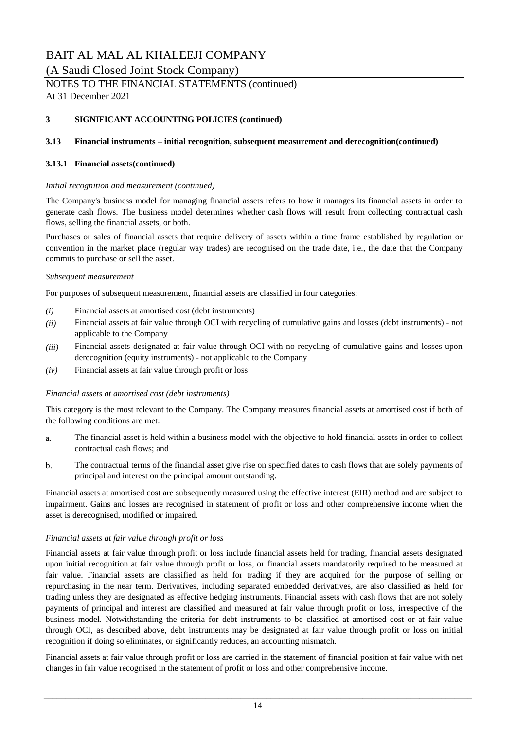# BAIT AL MAL AL KHALEEJI COMPANY

(A Saudi Closed Joint Stock Company)

NOTES TO THE FINANCIAL STATEMENTS (continued)

At 31 December 2021

## 3 SIGNIFICANT ACCOUNTING POLICIES (continued)

### 3.13 Financial instruments – initial recognition, subsequent measurement and derecognition(continued)

#### 3.13.1 Financial assets(continued)

*Initial recognition and measurement (continued)*

The Company's business model for managing financial assets refers to how it manages its financial assets in order to generate cash flows. The business model determines whether cash flows will result from collecting contractual cash flows, selling the financial assets, or both.

Purchases or sales of financial assets that require delivery of assets within a time frame established by regulation or convention in the market place (regular way trades) are recognised on the trade date, i.e., the date that the Company commits to purchase or sell the asset.

*Subsequent measurement*

For purposes of subsequent measurement, financial assets are classified in four categories:

- *(i)* Financial assets at amortised cost (debt instruments)
- *(ii)* Financial assets at fair value through OCI with recycling of cumulative gains and losses (debt instruments) - not applicable to the Company
- *(iii)* Financial assets designated at fair value through OCI with no recycling of cumulative gains and losses upon derecognition (equity instruments) - not applicable to the Company
- *(iv)* Financial assets at fair value through profit or loss

*Financial assets at amortised cost (debt instruments)*

This category is the most relevant to the Company. The Company measures financial assets at amortised cost if both of the following conditions are met:

a. The financial asset is held within a business model with the objective to hold financial assets in order to collect contractual cash flows; and

b. The contractual terms of the financial asset give rise on specified dates to cash flows that are solely payments of principal and interest on the principal amount outstanding.

Financial assets at amortised cost are subsequently measured using the effective interest (EIR) method and are subject to impairment. Gains and losses are recognised in statement of profit or loss and other comprehensive income when the asset is derecognised, modified or impaired.

*Financial assets at fair value through profit or loss*

Financial assets at fair value through profit or loss include financial assets held for trading, financial assets designated upon initial recognition at fair value through profit or loss, or financial assets mandatorily required to be measured at fair value. Financial assets are classified as held for trading if they are acquired for the purpose of selling or repurchasing in the near term. Derivatives, including separated embedded derivatives, are also classified as held for trading unless they are designated as effective hedging instruments. Financial assets with cash flows that are not solely payments of principal and interest are classified and measured at fair value through profit or loss, irrespective of the business model. Notwithstanding the criteria for debt instruments to be classified at amortised cost or at fair value through OCI, as described above, debt instruments may be designated at fair value through profit or loss on initial recognition if doing so eliminates, or significantly reduces, an accounting mismatch.

Financial assets at fair value through profit or loss are carried in the statement of financial position at fair value with net changes in fair value recognised in the statement of profit or loss and other comprehensive income.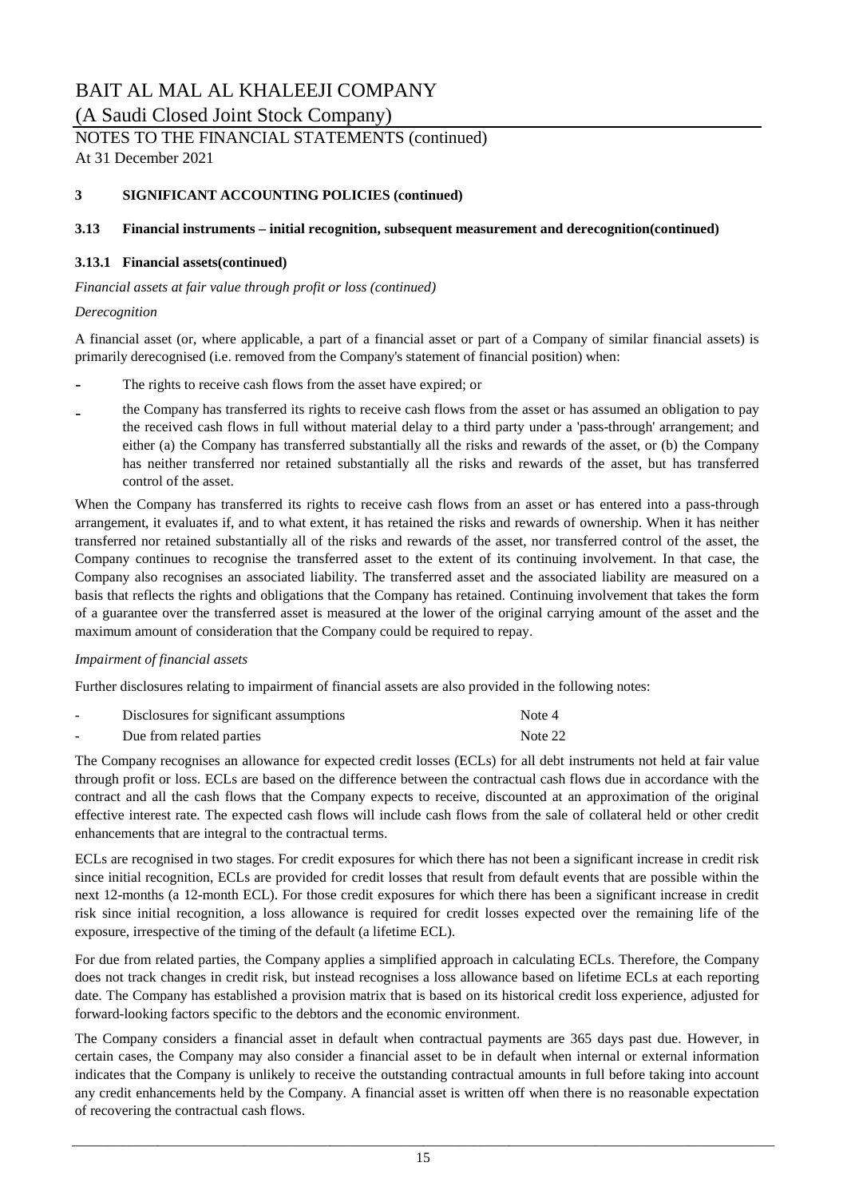# BAIT AL MAL AL KHALEEJI COMPANY

(A Saudi Closed Joint Stock Company)

NOTES TO THE FINANCIAL STATEMENTS (continued)

At 31 December 2021

## 3 SIGNIFICANT ACCOUNTING POLICIES (continued)

### 3.13 Financial instruments – initial recognition, subsequent measurement and derecognition(continued)

#### 3.13.1 Financial assets(continued)

*Financial assets at fair value through profit or loss (continued)*

*Derecognition*

A financial asset (or, where applicable, a part of a financial asset or part of a Company of similar financial assets) is primarily derecognised (i.e. removed from the Company's statement of financial position) when:

- The rights to receive cash flows from the asset have expired; or
- the Company has transferred its rights to receive cash flows from the asset or has assumed an obligation to pay the received cash flows in full without material delay to a third party under a 'pass-through' arrangement; and either (a) the Company has transferred substantially all the risks and rewards of the asset, or (b) the Company has neither transferred nor retained substantially all the risks and rewards of the asset, but has transferred control of the asset.

When the Company has transferred its rights to receive cash flows from an asset or has entered into a pass-through arrangement, it evaluates if, and to what extent, it has retained the risks and rewards of ownership. When it has neither transferred nor retained substantially all of the risks and rewards of the asset, nor transferred control of the asset, the Company continues to recognise the transferred asset to the extent of its continuing involvement. In that case, the Company also recognises an associated liability. The transferred asset and the associated liability are measured on a basis that reflects the rights and obligations that the Company has retained. Continuing involvement that takes the form of a guarantee over the transferred asset is measured at the lower of the original carrying amount of the asset and the maximum amount of consideration that the Company could be required to repay.

*Impairment of financial assets*

Further disclosures relating to impairment of financial assets are also provided in the following notes:

- Disclosures for significant assumptions — Note 4
- Due from related parties — Note 22

The Company recognises an allowance for expected credit losses (ECLs) for all debt instruments not held at fair value through profit or loss. ECLs are based on the difference between the contractual cash flows due in accordance with the contract and all the cash flows that the Company expects to receive, discounted at an approximation of the original effective interest rate. The expected cash flows will include cash flows from the sale of collateral held or other credit enhancements that are integral to the contractual terms.

ECLs are recognised in two stages. For credit exposures for which there has not been a significant increase in credit risk since initial recognition, ECLs are provided for credit losses that result from default events that are possible within the next 12-months (a 12-month ECL). For those credit exposures for which there has been a significant increase in credit risk since initial recognition, a loss allowance is required for credit losses expected over the remaining life of the exposure, irrespective of the timing of the default (a lifetime ECL).

For due from related parties, the Company applies a simplified approach in calculating ECLs. Therefore, the Company does not track changes in credit risk, but instead recognises a loss allowance based on lifetime ECLs at each reporting date. The Company has established a provision matrix that is based on its historical credit loss experience, adjusted for forward-looking factors specific to the debtors and the economic environment.

The Company considers a financial asset in default when contractual payments are 365 days past due. However, in certain cases, the Company may also consider a financial asset to be in default when internal or external information indicates that the Company is unlikely to receive the outstanding contractual amounts in full before taking into account any credit enhancements held by the Company. A financial asset is written off when there is no reasonable expectation of recovering the contractual cash flows.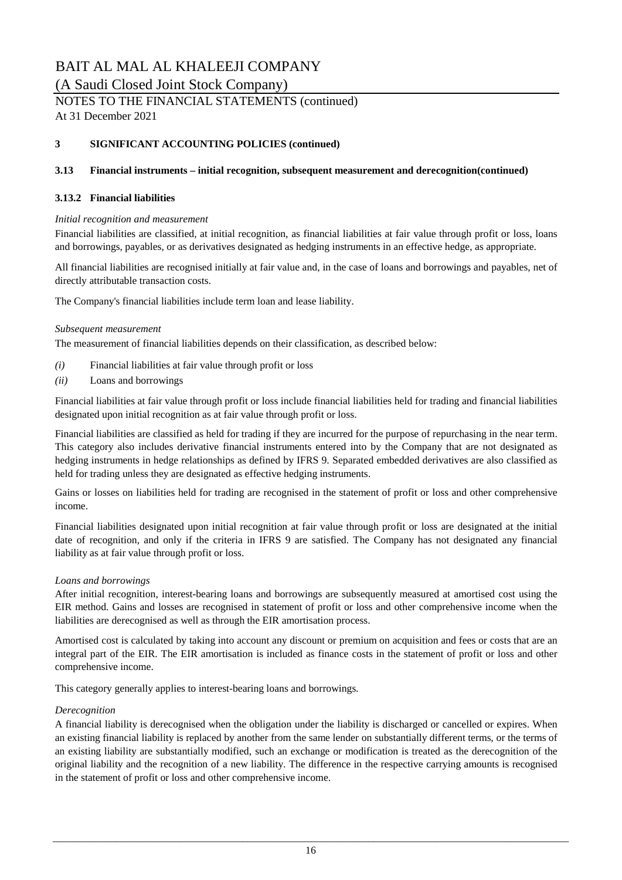## 3 SIGNIFICANT ACCOUNTING POLICIES (continued)

### 3.13 Financial instruments – initial recognition, subsequent measurement and derecognition(continued)

#### 3.13.2 Financial liabilities

*Initial recognition and measurement*

Financial liabilities are classified, at initial recognition, as financial liabilities at fair value through profit or loss, loans and borrowings, payables, or as derivatives designated as hedging instruments in an effective hedge, as appropriate.

All financial liabilities are recognised initially at fair value and, in the case of loans and borrowings and payables, net of directly attributable transaction costs.

The Company's financial liabilities include term loan and lease liability.

*Subsequent measurement*

The measurement of financial liabilities depends on their classification, as described below:

*(i)* Financial liabilities at fair value through profit or loss

*(ii)* Loans and borrowings

Financial liabilities at fair value through profit or loss include financial liabilities held for trading and financial liabilities designated upon initial recognition as at fair value through profit or loss.

Financial liabilities are classified as held for trading if they are incurred for the purpose of repurchasing in the near term. This category also includes derivative financial instruments entered into by the Company that are not designated as hedging instruments in hedge relationships as defined by IFRS 9. Separated embedded derivatives are also classified as held for trading unless they are designated as effective hedging instruments.

Gains or losses on liabilities held for trading are recognised in the statement of profit or loss and other comprehensive income.

Financial liabilities designated upon initial recognition at fair value through profit or loss are designated at the initial date of recognition, and only if the criteria in IFRS 9 are satisfied. The Company has not designated any financial liability as at fair value through profit or loss.

*Loans and borrowings*

After initial recognition, interest-bearing loans and borrowings are subsequently measured at amortised cost using the EIR method. Gains and losses are recognised in statement of profit or loss and other comprehensive income when the liabilities are derecognised as well as through the EIR amortisation process.

Amortised cost is calculated by taking into account any discount or premium on acquisition and fees or costs that are an integral part of the EIR. The EIR amortisation is included as finance costs in the statement of profit or loss and other comprehensive income.

This category generally applies to interest-bearing loans and borrowings.

*Derecognition*

A financial liability is derecognised when the obligation under the liability is discharged or cancelled or expires. When an existing financial liability is replaced by another from the same lender on substantially different terms, or the terms of an existing liability are substantially modified, such an exchange or modification is treated as the derecognition of the original liability and the recognition of a new liability. The difference in the respective carrying amounts is recognised in the statement of profit or loss and other comprehensive income.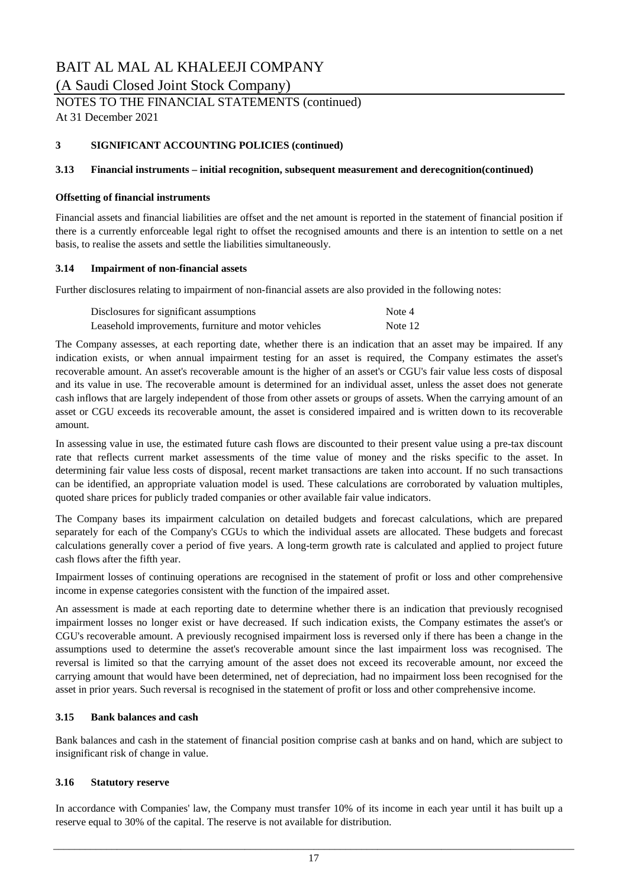## 3 SIGNIFICANT ACCOUNTING POLICIES (continued)

### 3.13 Financial instruments – initial recognition, subsequent measurement and derecognition(continued)

**Offsetting of financial instruments**

Financial assets and financial liabilities are offset and the net amount is reported in the statement of financial position if there is a currently enforceable legal right to offset the recognised amounts and there is an intention to settle on a net basis, to realise the assets and settle the liabilities simultaneously.

### 3.14 Impairment of non-financial assets

Further disclosures relating to impairment of non-financial assets are also provided in the following notes:

| | |
|---|---|
| Disclosures for significant assumptions | Note 4 |
| Leasehold improvements, furniture and motor vehicles | Note 12 |

The Company assesses, at each reporting date, whether there is an indication that an asset may be impaired. If any indication exists, or when annual impairment testing for an asset is required, the Company estimates the asset's recoverable amount. An asset's recoverable amount is the higher of an asset's or CGU's fair value less costs of disposal and its value in use. The recoverable amount is determined for an individual asset, unless the asset does not generate cash inflows that are largely independent of those from other assets or groups of assets. When the carrying amount of an asset or CGU exceeds its recoverable amount, the asset is considered impaired and is written down to its recoverable amount.

In assessing value in use, the estimated future cash flows are discounted to their present value using a pre-tax discount rate that reflects current market assessments of the time value of money and the risks specific to the asset. In determining fair value less costs of disposal, recent market transactions are taken into account. If no such transactions can be identified, an appropriate valuation model is used. These calculations are corroborated by valuation multiples, quoted share prices for publicly traded companies or other available fair value indicators.

The Company bases its impairment calculation on detailed budgets and forecast calculations, which are prepared separately for each of the Company's CGUs to which the individual assets are allocated. These budgets and forecast calculations generally cover a period of five years. A long-term growth rate is calculated and applied to project future cash flows after the fifth year.

Impairment losses of continuing operations are recognised in the statement of profit or loss and other comprehensive income in expense categories consistent with the function of the impaired asset.

An assessment is made at each reporting date to determine whether there is an indication that previously recognised impairment losses no longer exist or have decreased. If such indication exists, the Company estimates the asset's or CGU's recoverable amount. A previously recognised impairment loss is reversed only if there has been a change in the assumptions used to determine the asset's recoverable amount since the last impairment loss was recognised. The reversal is limited so that the carrying amount of the asset does not exceed its recoverable amount, nor exceed the carrying amount that would have been determined, net of depreciation, had no impairment loss been recognised for the asset in prior years. Such reversal is recognised in the statement of profit or loss and other comprehensive income.

### 3.15 Bank balances and cash

Bank balances and cash in the statement of financial position comprise cash at banks and on hand, which are subject to insignificant risk of change in value.

### 3.16 Statutory reserve

In accordance with Companies' law, the Company must transfer 10% of its income in each year until it has built up a reserve equal to 30% of the capital. The reserve is not available for distribution.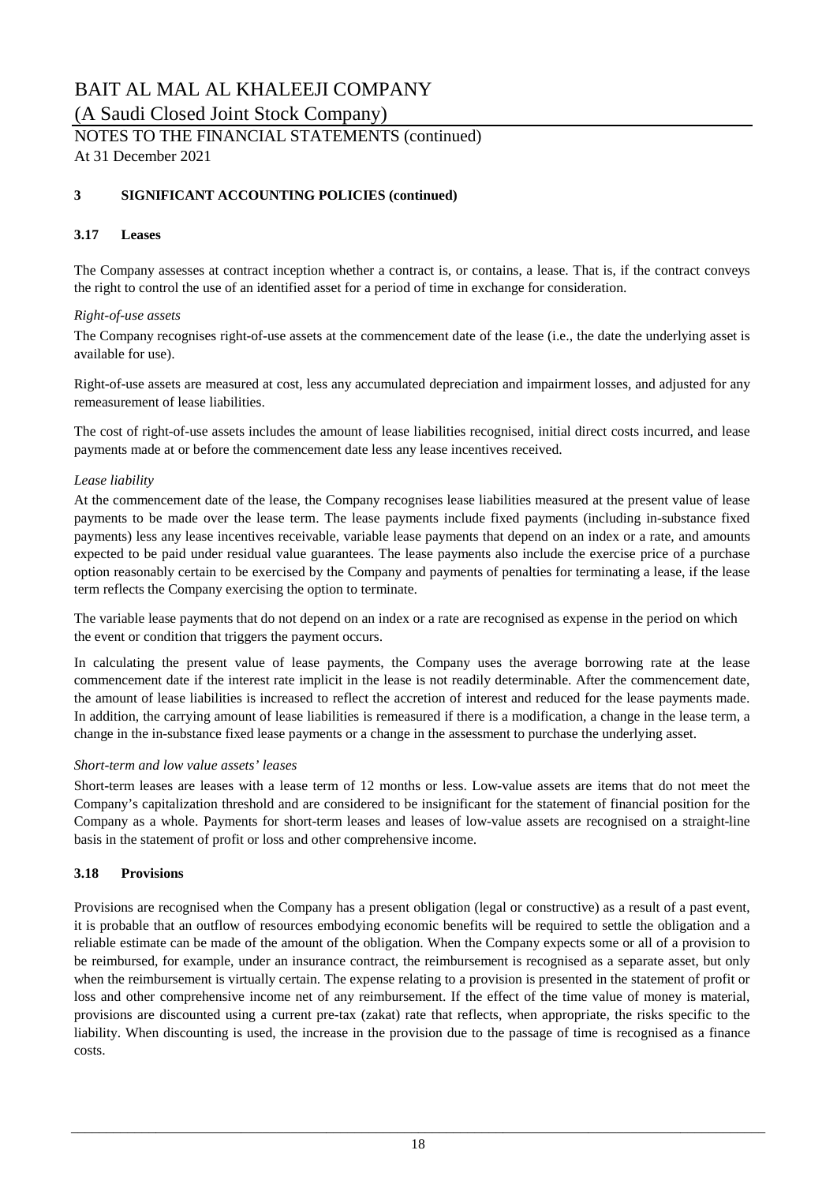## 3 SIGNIFICANT ACCOUNTING POLICIES (continued)

### 3.17 Leases

The Company assesses at contract inception whether a contract is, or contains, a lease. That is, if the contract conveys the right to control the use of an identified asset for a period of time in exchange for consideration.

*Right-of-use assets*

The Company recognises right-of-use assets at the commencement date of the lease (i.e., the date the underlying asset is available for use).

Right-of-use assets are measured at cost, less any accumulated depreciation and impairment losses, and adjusted for any remeasurement of lease liabilities.

The cost of right-of-use assets includes the amount of lease liabilities recognised, initial direct costs incurred, and lease payments made at or before the commencement date less any lease incentives received.

*Lease liability*

At the commencement date of the lease, the Company recognises lease liabilities measured at the present value of lease payments to be made over the lease term. The lease payments include fixed payments (including in-substance fixed payments) less any lease incentives receivable, variable lease payments that depend on an index or a rate, and amounts expected to be paid under residual value guarantees. The lease payments also include the exercise price of a purchase option reasonably certain to be exercised by the Company and payments of penalties for terminating a lease, if the lease term reflects the Company exercising the option to terminate.

The variable lease payments that do not depend on an index or a rate are recognised as expense in the period on which the event or condition that triggers the payment occurs.

In calculating the present value of lease payments, the Company uses the average borrowing rate at the lease commencement date if the interest rate implicit in the lease is not readily determinable. After the commencement date, the amount of lease liabilities is increased to reflect the accretion of interest and reduced for the lease payments made. In addition, the carrying amount of lease liabilities is remeasured if there is a modification, a change in the lease term, a change in the in-substance fixed lease payments or a change in the assessment to purchase the underlying asset.

*Short-term and low value assets' leases*

Short-term leases are leases with a lease term of 12 months or less. Low-value assets are items that do not meet the Company's capitalization threshold and are considered to be insignificant for the statement of financial position for the Company as a whole. Payments for short-term leases and leases of low-value assets are recognised on a straight-line basis in the statement of profit or loss and other comprehensive income.

### 3.18 Provisions

Provisions are recognised when the Company has a present obligation (legal or constructive) as a result of a past event, it is probable that an outflow of resources embodying economic benefits will be required to settle the obligation and a reliable estimate can be made of the amount of the obligation. When the Company expects some or all of a provision to be reimbursed, for example, under an insurance contract, the reimbursement is recognised as a separate asset, but only when the reimbursement is virtually certain. The expense relating to a provision is presented in the statement of profit or loss and other comprehensive income net of any reimbursement. If the effect of the time value of money is material, provisions are discounted using a current pre-tax (zakat) rate that reflects, when appropriate, the risks specific to the liability. When discounting is used, the increase in the provision due to the passage of time is recognised as a finance costs.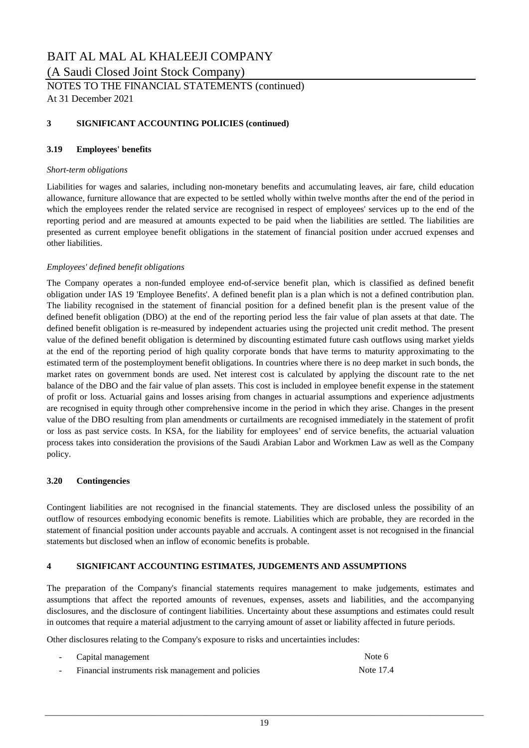# BAIT AL MAL AL KHALEEJI COMPANY

(A Saudi Closed Joint Stock Company)

NOTES TO THE FINANCIAL STATEMENTS (continued)

At 31 December 2021

## 3 SIGNIFICANT ACCOUNTING POLICIES (continued)

### 3.19 Employees' benefits

*Short-term obligations*

Liabilities for wages and salaries, including non-monetary benefits and accumulating leaves, air fare, child education allowance, furniture allowance that are expected to be settled wholly within twelve months after the end of the period in which the employees render the related service are recognised in respect of employees' services up to the end of the reporting period and are measured at amounts expected to be paid when the liabilities are settled. The liabilities are presented as current employee benefit obligations in the statement of financial position under accrued expenses and other liabilities.

*Employees' defined benefit obligations*

The Company operates a non-funded employee end-of-service benefit plan, which is classified as defined benefit obligation under IAS 19 'Employee Benefits'. A defined benefit plan is a plan which is not a defined contribution plan. The liability recognised in the statement of financial position for a defined benefit plan is the present value of the defined benefit obligation (DBO) at the end of the reporting period less the fair value of plan assets at that date. The defined benefit obligation is re-measured by independent actuaries using the projected unit credit method. The present value of the defined benefit obligation is determined by discounting estimated future cash outflows using market yields at the end of the reporting period of high quality corporate bonds that have terms to maturity approximating to the estimated term of the postemployment benefit obligations. In countries where there is no deep market in such bonds, the market rates on government bonds are used. Net interest cost is calculated by applying the discount rate to the net balance of the DBO and the fair value of plan assets. This cost is included in employee benefit expense in the statement of profit or loss. Actuarial gains and losses arising from changes in actuarial assumptions and experience adjustments are recognised in equity through other comprehensive income in the period in which they arise. Changes in the present value of the DBO resulting from plan amendments or curtailments are recognised immediately in the statement of profit or loss as past service costs. In KSA, for the liability for employees' end of service benefits, the actuarial valuation process takes into consideration the provisions of the Saudi Arabian Labor and Workmen Law as well as the Company policy.

### 3.20 Contingencies

Contingent liabilities are not recognised in the financial statements. They are disclosed unless the possibility of an outflow of resources embodying economic benefits is remote. Liabilities which are probable, they are recorded in the statement of financial position under accounts payable and accruals. A contingent asset is not recognised in the financial statements but disclosed when an inflow of economic benefits is probable.

## 4 SIGNIFICANT ACCOUNTING ESTIMATES, JUDGEMENTS AND ASSUMPTIONS

The preparation of the Company's financial statements requires management to make judgements, estimates and assumptions that affect the reported amounts of revenues, expenses, assets and liabilities, and the accompanying disclosures, and the disclosure of contingent liabilities. Uncertainty about these assumptions and estimates could result in outcomes that require a material adjustment to the carrying amount of asset or liability affected in future periods.

Other disclosures relating to the Company's exposure to risks and uncertainties includes:

- Capital management — Note 6
- Financial instruments risk management and policies — Note 17.4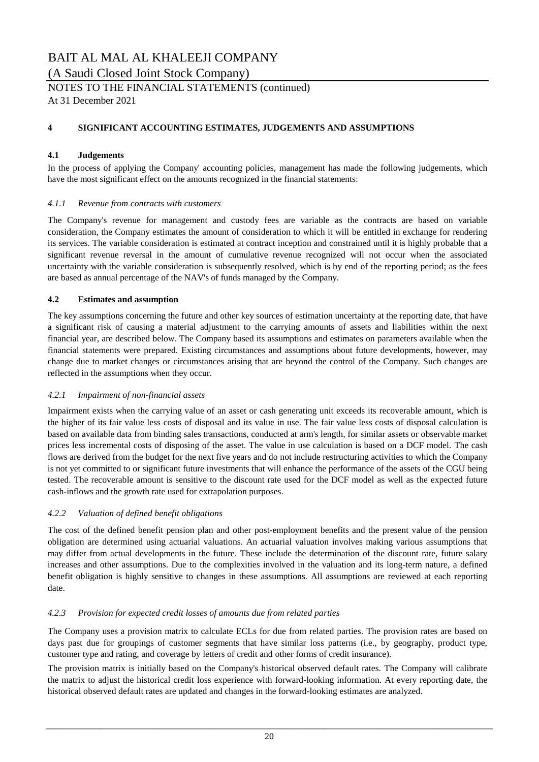# BAIT AL MAL AL KHALEEJI COMPANY

(A Saudi Closed Joint Stock Company)

NOTES TO THE FINANCIAL STATEMENTS (continued)

At 31 December 2021

## 4 SIGNIFICANT ACCOUNTING ESTIMATES, JUDGEMENTS AND ASSUMPTIONS

### 4.1 Judgements

In the process of applying the Company' accounting policies, management has made the following judgements, which have the most significant effect on the amounts recognized in the financial statements:

#### *4.1.1 Revenue from contracts with customers*

The Company's revenue for management and custody fees are variable as the contracts are based on variable consideration, the Company estimates the amount of consideration to which it will be entitled in exchange for rendering its services. The variable consideration is estimated at contract inception and constrained until it is highly probable that a significant revenue reversal in the amount of cumulative revenue recognized will not occur when the associated uncertainty with the variable consideration is subsequently resolved, which is by end of the reporting period; as the fees are based as annual percentage of the NAV's of funds managed by the Company.

### 4.2 Estimates and assumption

The key assumptions concerning the future and other key sources of estimation uncertainty at the reporting date, that have a significant risk of causing a material adjustment to the carrying amounts of assets and liabilities within the next financial year, are described below. The Company based its assumptions and estimates on parameters available when the financial statements were prepared. Existing circumstances and assumptions about future developments, however, may change due to market changes or circumstances arising that are beyond the control of the Company. Such changes are reflected in the assumptions when they occur.

#### *4.2.1 Impairment of non-financial assets*

Impairment exists when the carrying value of an asset or cash generating unit exceeds its recoverable amount, which is the higher of its fair value less costs of disposal and its value in use. The fair value less costs of disposal calculation is based on available data from binding sales transactions, conducted at arm's length, for similar assets or observable market prices less incremental costs of disposing of the asset. The value in use calculation is based on a DCF model. The cash flows are derived from the budget for the next five years and do not include restructuring activities to which the Company is not yet committed to or significant future investments that will enhance the performance of the assets of the CGU being tested. The recoverable amount is sensitive to the discount rate used for the DCF model as well as the expected future cash-inflows and the growth rate used for extrapolation purposes.

#### *4.2.2 Valuation of defined benefit obligations*

The cost of the defined benefit pension plan and other post-employment benefits and the present value of the pension obligation are determined using actuarial valuations. An actuarial valuation involves making various assumptions that may differ from actual developments in the future. These include the determination of the discount rate, future salary increases and other assumptions. Due to the complexities involved in the valuation and its long-term nature, a defined benefit obligation is highly sensitive to changes in these assumptions. All assumptions are reviewed at each reporting date.

#### *4.2.3 Provision for expected credit losses of amounts due from related parties*

The Company uses a provision matrix to calculate ECLs for due from related parties. The provision rates are based on days past due for groupings of customer segments that have similar loss patterns (i.e., by geography, product type, customer type and rating, and coverage by letters of credit and other forms of credit insurance).

The provision matrix is initially based on the Company's historical observed default rates. The Company will calibrate the matrix to adjust the historical credit loss experience with forward-looking information. At every reporting date, the historical observed default rates are updated and changes in the forward-looking estimates are analyzed.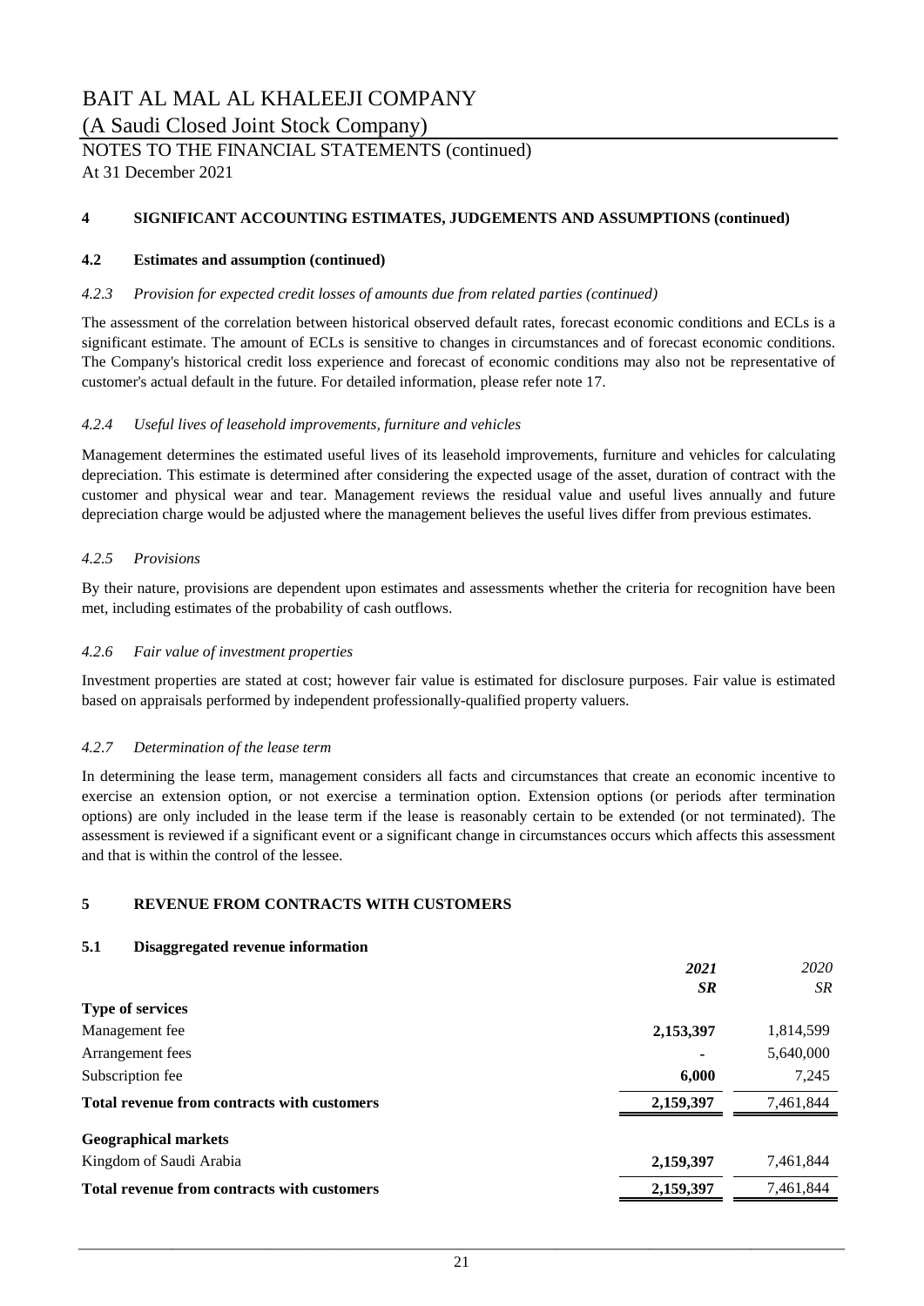# BAIT AL MAL AL KHALEEJI COMPANY
(A Saudi Closed Joint Stock Company)

NOTES TO THE FINANCIAL STATEMENTS (continued)

At 31 December 2021

## 4 SIGNIFICANT ACCOUNTING ESTIMATES, JUDGEMENTS AND ASSUMPTIONS (continued)

### 4.2 Estimates and assumption (continued)

#### *4.2.3 Provision for expected credit losses of amounts due from related parties (continued)*

The assessment of the correlation between historical observed default rates, forecast economic conditions and ECLs is a significant estimate. The amount of ECLs is sensitive to changes in circumstances and of forecast economic conditions. The Company's historical credit loss experience and forecast of economic conditions may also not be representative of customer's actual default in the future. For detailed information, please refer note 17.

#### *4.2.4 Useful lives of leasehold improvements, furniture and vehicles*

Management determines the estimated useful lives of its leasehold improvements, furniture and vehicles for calculating depreciation. This estimate is determined after considering the expected usage of the asset, duration of contract with the customer and physical wear and tear. Management reviews the residual value and useful lives annually and future depreciation charge would be adjusted where the management believes the useful lives differ from previous estimates.

#### *4.2.5 Provisions*

By their nature, provisions are dependent upon estimates and assessments whether the criteria for recognition have been met, including estimates of the probability of cash outflows.

#### *4.2.6 Fair value of investment properties*

Investment properties are stated at cost; however fair value is estimated for disclosure purposes. Fair value is estimated based on appraisals performed by independent professionally-qualified property valuers.

#### *4.2.7 Determination of the lease term*

In determining the lease term, management considers all facts and circumstances that create an economic incentive to exercise an extension option, or not exercise a termination option. Extension options (or periods after termination options) are only included in the lease term if the lease is reasonably certain to be extended (or not terminated). The assessment is reviewed if a significant event or a significant change in circumstances occurs which affects this assessment and that is within the control of the lessee.

## 5 REVENUE FROM CONTRACTS WITH CUSTOMERS

### 5.1 Disaggregated revenue information

| | ***2021*** | *2020* |
|---|---|---|
| | ***SR*** | *SR* |
| **Type of services** | | |
| Management fee | **2,153,397** | 1,814,599 |
| Arrangement fees | **-** | 5,640,000 |
| Subscription fee | **6,000** | 7,245 |
| **Total revenue from contracts with customers** | **2,159,397** | 7,461,844 |
| **Geographical markets** | | |
| Kingdom of Saudi Arabia | **2,159,397** | 7,461,844 |
| **Total revenue from contracts with customers** | **2,159,397** | 7,461,844 |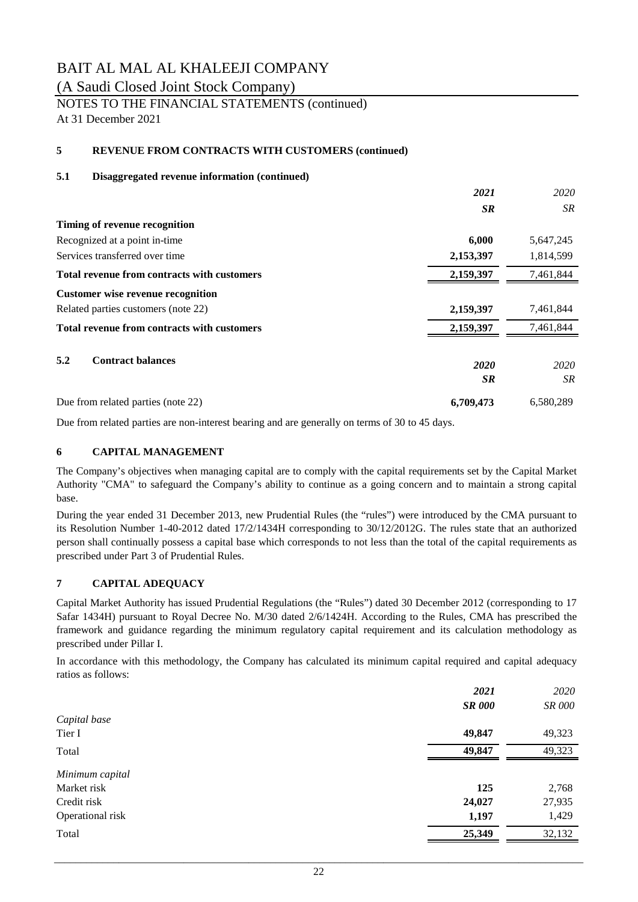# BAIT AL MAL AL KHALEEJI COMPANY

(A Saudi Closed Joint Stock Company)

NOTES TO THE FINANCIAL STATEMENTS (continued)

At 31 December 2021

## 5 REVENUE FROM CONTRACTS WITH CUSTOMERS (continued)

### 5.1 Disaggregated revenue information (continued)

| | ***2021*** | *2020* |
|---|---|---|
| | ***SR*** | *SR* |
| **Timing of revenue recognition** | | |
| Recognized at a point in-time | **6,000** | 5,647,245 |
| Services transferred over time | **2,153,397** | 1,814,599 |
| **Total revenue from contracts with customers** | **2,159,397** | 7,461,844 |
| **Customer wise revenue recognition** | | |
| Related parties customers (note 22) | **2,159,397** | 7,461,844 |
| **Total revenue from contracts with customers** | **2,159,397** | 7,461,844 |

### 5.2 Contract balances

| | ***2020*** | *2020* |
|---|---|---|
| | ***SR*** | *SR* |
| Due from related parties (note 22) | **6,709,473** | 6,580,289 |

Due from related parties are non-interest bearing and are generally on terms of 30 to 45 days.

## 6 CAPITAL MANAGEMENT

The Company's objectives when managing capital are to comply with the capital requirements set by the Capital Market Authority "CMA" to safeguard the Company's ability to continue as a going concern and to maintain a strong capital base.

During the year ended 31 December 2013, new Prudential Rules (the "rules") were introduced by the CMA pursuant to its Resolution Number 1-40-2012 dated 17/2/1434H corresponding to 30/12/2012G. The rules state that an authorized person shall continually possess a capital base which corresponds to not less than the total of the capital requirements as prescribed under Part 3 of Prudential Rules.

## 7 CAPITAL ADEQUACY

Capital Market Authority has issued Prudential Regulations (the "Rules") dated 30 December 2012 (corresponding to 17 Safar 1434H) pursuant to Royal Decree No. M/30 dated 2/6/1424H. According to the Rules, CMA has prescribed the framework and guidance regarding the minimum regulatory capital requirement and its calculation methodology as prescribed under Pillar I.

In accordance with this methodology, the Company has calculated its minimum capital required and capital adequacy ratios as follows:

| | ***2021*** | *2020* |
|---|---|---|
| | ***SR 000*** | *SR 000* |
| *Capital base* | | |
| Tier I | **49,847** | 49,323 |
| Total | **49,847** | 49,323 |
| *Minimum capital* | | |
| Market risk | **125** | 2,768 |
| Credit risk | **24,027** | 27,935 |
| Operational risk | **1,197** | 1,429 |
| Total | **25,349** | 32,132 |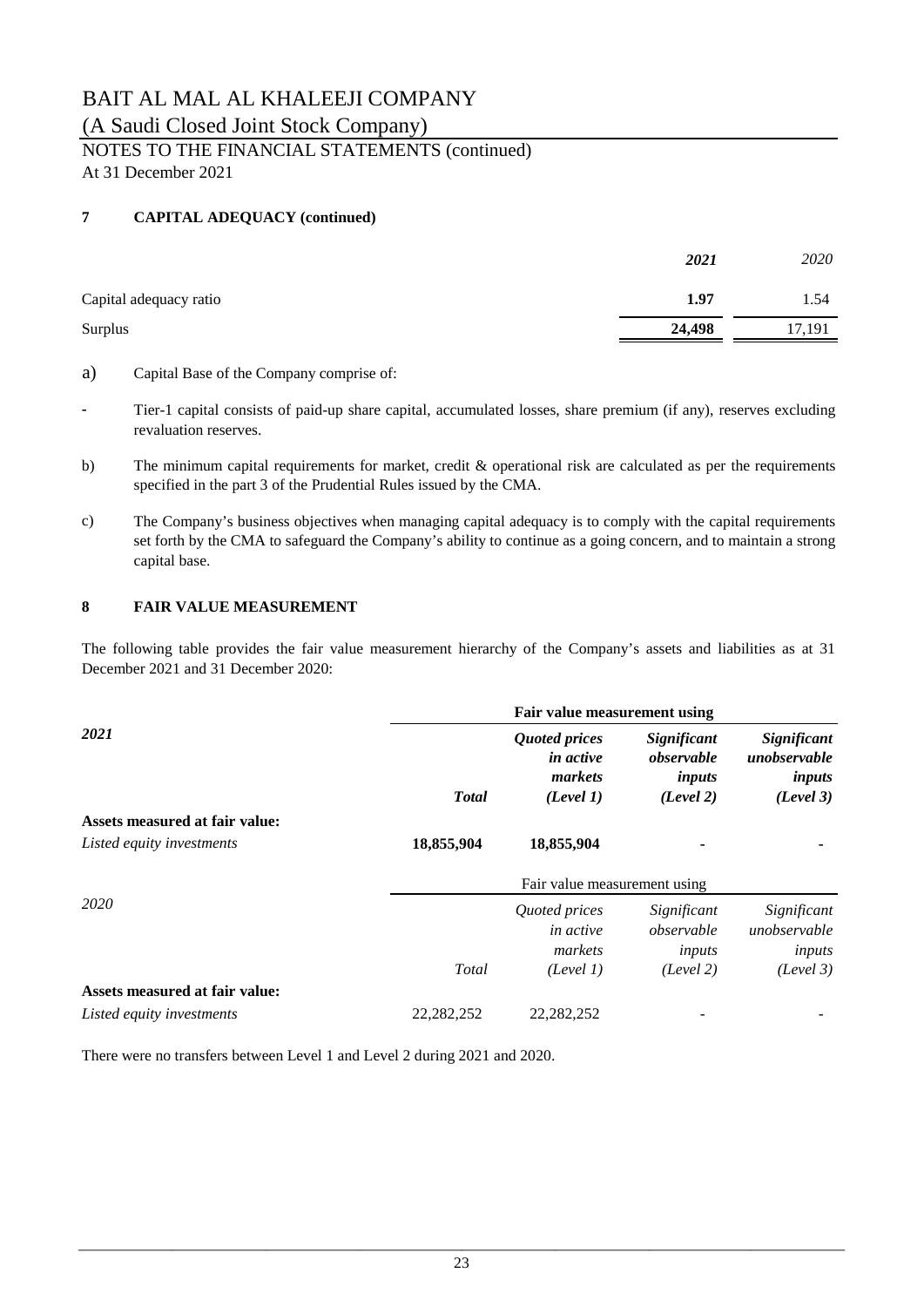# BAIT AL MAL AL KHALEEJI COMPANY

(A Saudi Closed Joint Stock Company)

NOTES TO THE FINANCIAL STATEMENTS (continued)

At 31 December 2021

## 7 CAPITAL ADEQUACY (continued)

| | ***2021*** | *2020* |
|---|---|---|
| Capital adequacy ratio | **1.97** | 1.54 |
| Surplus | **24,498** | 17,191 |

a) Capital Base of the Company comprise of:

- Tier-1 capital consists of paid-up share capital, accumulated losses, share premium (if any), reserves excluding revaluation reserves.

b) The minimum capital requirements for market, credit & operational risk are calculated as per the requirements specified in the part 3 of the Prudential Rules issued by the CMA.

c) The Company's business objectives when managing capital adequacy is to comply with the capital requirements set forth by the CMA to safeguard the Company's ability to continue as a going concern, and to maintain a strong capital base.

## 8 FAIR VALUE MEASUREMENT

The following table provides the fair value measurement hierarchy of the Company's assets and liabilities as at 31 December 2021 and 31 December 2020:

| | **Fair value measurement using** | | | |
|---|---|---|---|---|
| ***2021*** | ***Total*** | ***Quoted prices in active markets (Level 1)*** | ***Significant observable inputs (Level 2)*** | ***Significant unobservable inputs (Level 3)*** |
| **Assets measured at fair value:** | | | | |
| *Listed equity investments* | **18,855,904** | **18,855,904** | **-** | **-** |

| | Fair value measurement using | | | |
|---|---|---|---|---|
| *2020* | *Total* | *Quoted prices in active markets (Level 1)* | *Significant observable inputs (Level 2)* | *Significant unobservable inputs (Level 3)* |
| **Assets measured at fair value:** | | | | |
| *Listed equity investments* | 22,282,252 | 22,282,252 | - | - |

There were no transfers between Level 1 and Level 2 during 2021 and 2020.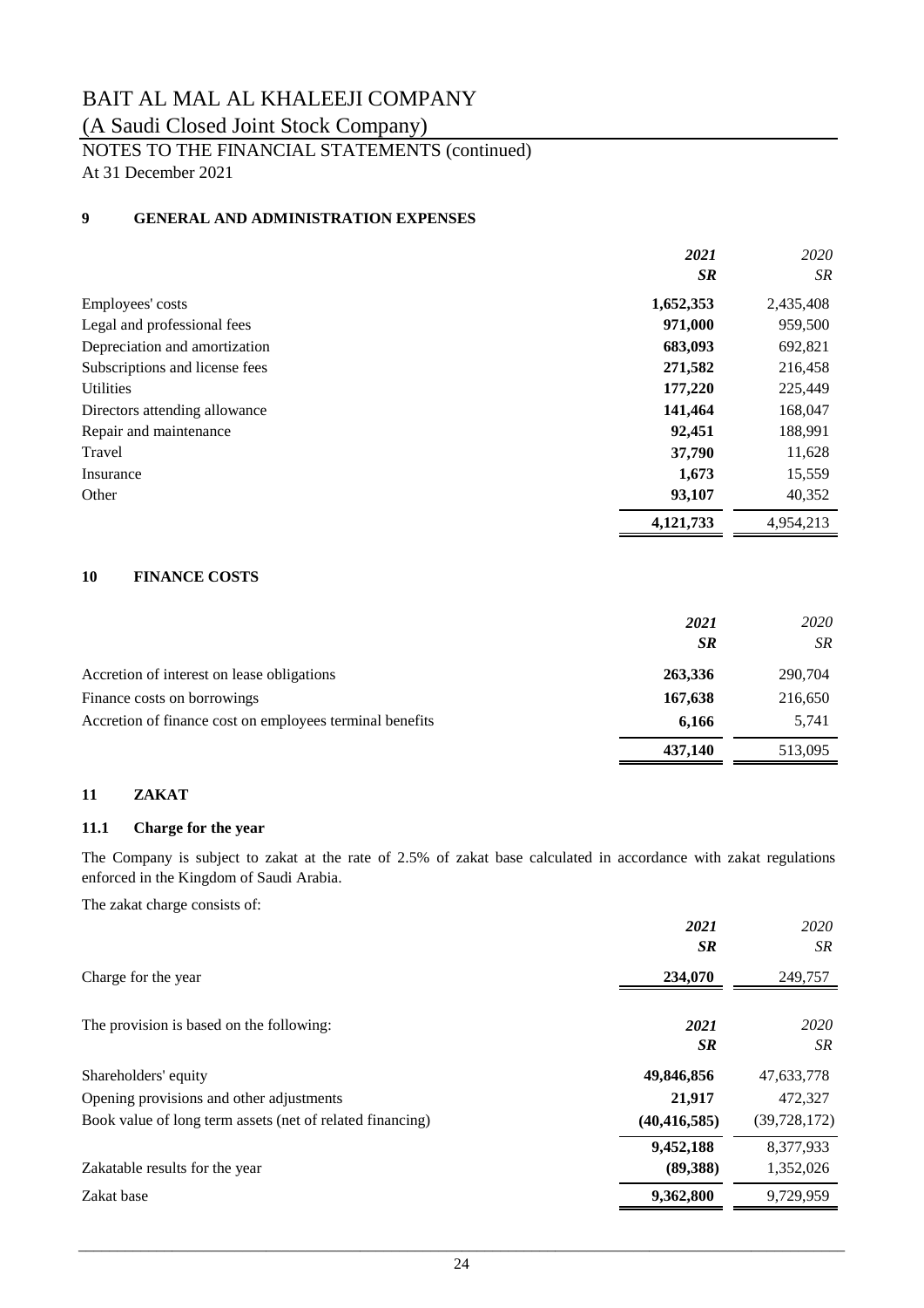# BAIT AL MAL AL KHALEEJI COMPANY

(A Saudi Closed Joint Stock Company)

NOTES TO THE FINANCIAL STATEMENTS (continued)

At 31 December 2021

## 9 GENERAL AND ADMINISTRATION EXPENSES

| | *2021* | *2020* |
|---|---|---|
| | ***SR*** | *SR* |
| Employees' costs | **1,652,353** | 2,435,408 |
| Legal and professional fees | **971,000** | 959,500 |
| Depreciation and amortization | **683,093** | 692,821 |
| Subscriptions and license fees | **271,582** | 216,458 |
| Utilities | **177,220** | 225,449 |
| Directors attending allowance | **141,464** | 168,047 |
| Repair and maintenance | **92,451** | 188,991 |
| Travel | **37,790** | 11,628 |
| Insurance | **1,673** | 15,559 |
| Other | **93,107** | 40,352 |
| | **4,121,733** | 4,954,213 |

## 10 FINANCE COSTS

| | *2021* | *2020* |
|---|---|---|
| | ***SR*** | *SR* |
| Accretion of interest on lease obligations | **263,336** | 290,704 |
| Finance costs on borrowings | **167,638** | 216,650 |
| Accretion of finance cost on employees terminal benefits | **6,166** | 5,741 |
| | **437,140** | 513,095 |

## 11 ZAKAT

### 11.1 Charge for the year

The Company is subject to zakat at the rate of 2.5% of zakat base calculated in accordance with zakat regulations enforced in the Kingdom of Saudi Arabia.

The zakat charge consists of:

| | *2021* | *2020* |
|---|---|---|
| | ***SR*** | *SR* |
| Charge for the year | **234,070** | 249,757 |

| The provision is based on the following: | *2021* | *2020* |
|---|---|---|
| | ***SR*** | *SR* |
| Shareholders' equity | **49,846,856** | 47,633,778 |
| Opening provisions and other adjustments | **21,917** | 472,327 |
| Book value of long term assets (net of related financing) | **(40,416,585)** | (39,728,172) |
| | **9,452,188** | 8,377,933 |
| Zakatable results for the year | **(89,388)** | 1,352,026 |
| Zakat base | **9,362,800** | 9,729,959 |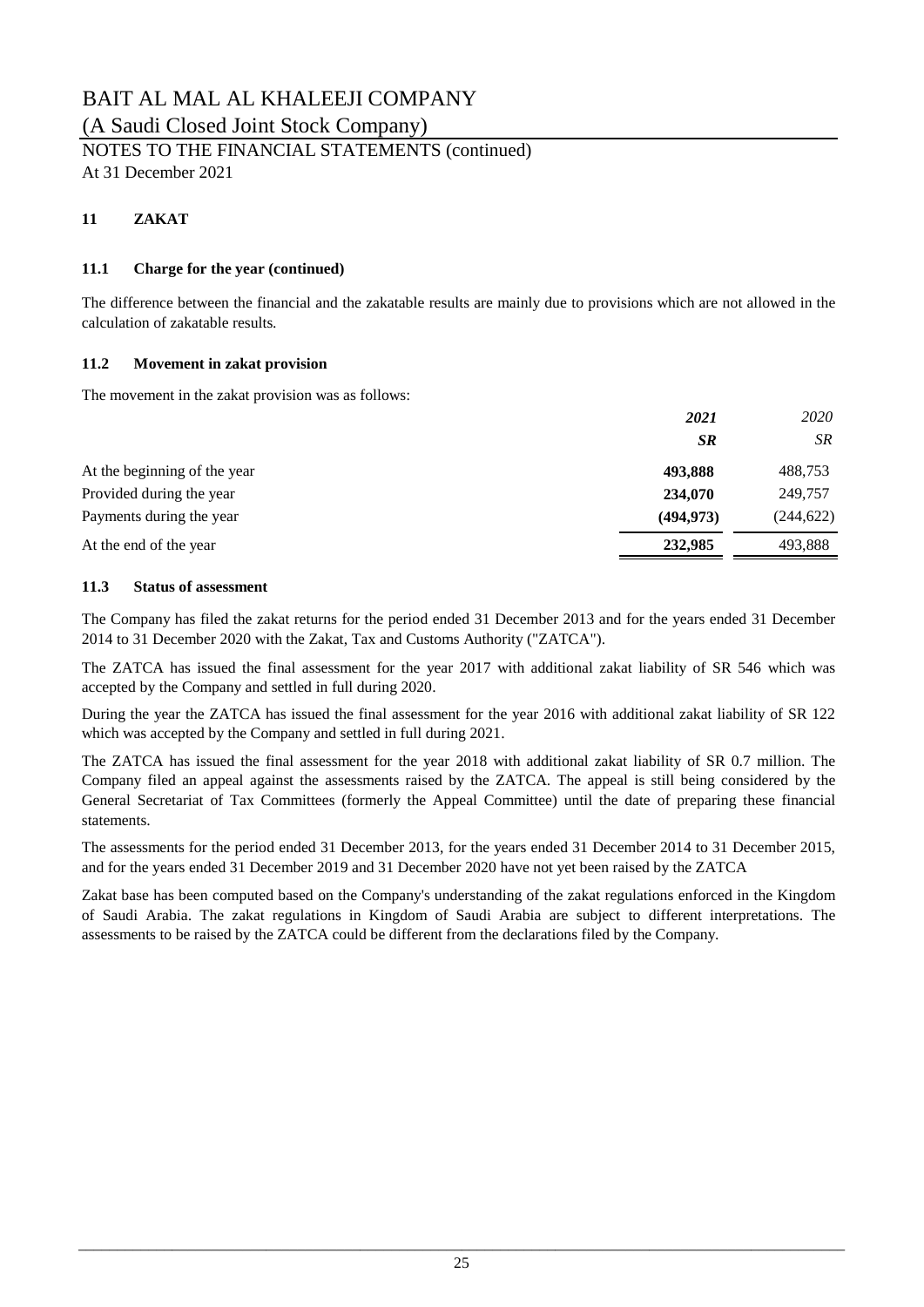## 11 ZAKAT

### 11.1 Charge for the year (continued)

The difference between the financial and the zakatable results are mainly due to provisions which are not allowed in the calculation of zakatable results.

### 11.2 Movement in zakat provision

The movement in the zakat provision was as follows:

| | ***2021*** | *2020* |
|---|---|---|
| | ***SR*** | *SR* |
| At the beginning of the year | **493,888** | 488,753 |
| Provided during the year | **234,070** | 249,757 |
| Payments during the year | **(494,973)** | (244,622) |
| At the end of the year | **232,985** | 493,888 |

### 11.3 Status of assessment

The Company has filed the zakat returns for the period ended 31 December 2013 and for the years ended 31 December 2014 to 31 December 2020 with the Zakat, Tax and Customs Authority ("ZATCA").

The ZATCA has issued the final assessment for the year 2017 with additional zakat liability of SR 546 which was accepted by the Company and settled in full during 2020.

During the year the ZATCA has issued the final assessment for the year 2016 with additional zakat liability of SR 122 which was accepted by the Company and settled in full during 2021.

The ZATCA has issued the final assessment for the year 2018 with additional zakat liability of SR 0.7 million. The Company filed an appeal against the assessments raised by the ZATCA. The appeal is still being considered by the General Secretariat of Tax Committees (formerly the Appeal Committee) until the date of preparing these financial statements.

The assessments for the period ended 31 December 2013, for the years ended 31 December 2014 to 31 December 2015, and for the years ended 31 December 2019 and 31 December 2020 have not yet been raised by the ZATCA

Zakat base has been computed based on the Company's understanding of the zakat regulations enforced in the Kingdom of Saudi Arabia. The zakat regulations in Kingdom of Saudi Arabia are subject to different interpretations. The assessments to be raised by the ZATCA could be different from the declarations filed by the Company.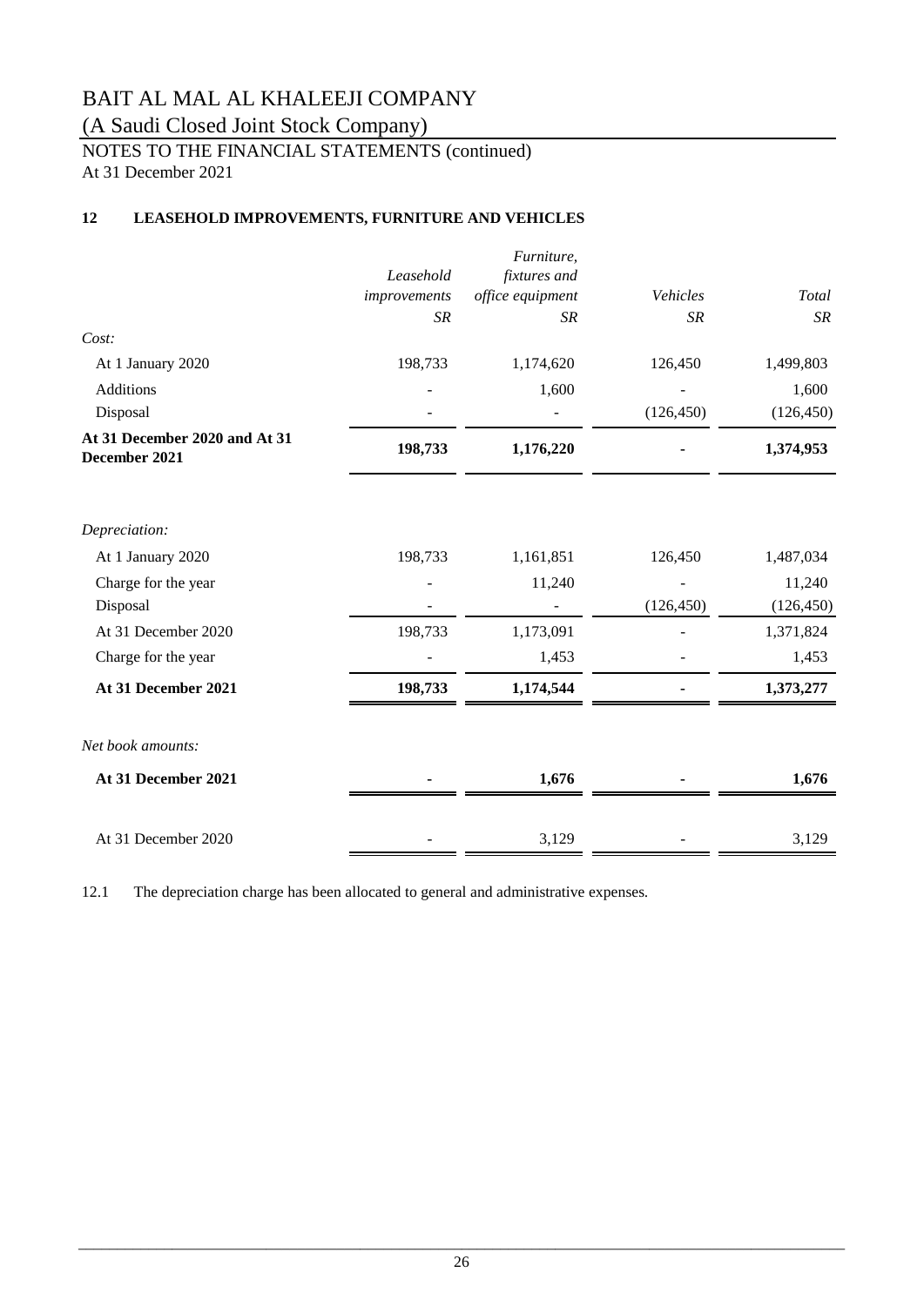BAIT AL MAL AL KHALEEJI COMPANY

(A Saudi Closed Joint Stock Company)

NOTES TO THE FINANCIAL STATEMENTS (continued)

At 31 December 2021

### 12 LEASEHOLD IMPROVEMENTS, FURNITURE AND VEHICLES

| | *Leasehold improvements* *SR* | *Furniture, fixtures and office equipment* *SR* | *Vehicles* *SR* | *Total* *SR* |
|---|---|---|---|---|
| *Cost:* | | | | |
| At 1 January 2020 | 198,733 | 1,174,620 | 126,450 | 1,499,803 |
| Additions | - | 1,600 | - | 1,600 |
| Disposal | - | - | (126,450) | (126,450) |
| **At 31 December 2020 and At 31 December 2021** | **198,733** | **1,176,220** | **-** | **1,374,953** |
| *Depreciation:* | | | | |
| At 1 January 2020 | 198,733 | 1,161,851 | 126,450 | 1,487,034 |
| Charge for the year | - | 11,240 | - | 11,240 |
| Disposal | - | - | (126,450) | (126,450) |
| At 31 December 2020 | 198,733 | 1,173,091 | - | 1,371,824 |
| Charge for the year | - | 1,453 | - | 1,453 |
| **At 31 December 2021** | **198,733** | **1,174,544** | **-** | **1,373,277** |
| *Net book amounts:* | | | | |
| **At 31 December 2021** | **-** | **1,676** | **-** | **1,676** |
| At 31 December 2020 | - | 3,129 | - | 3,129 |

12.1 The depreciation charge has been allocated to general and administrative expenses.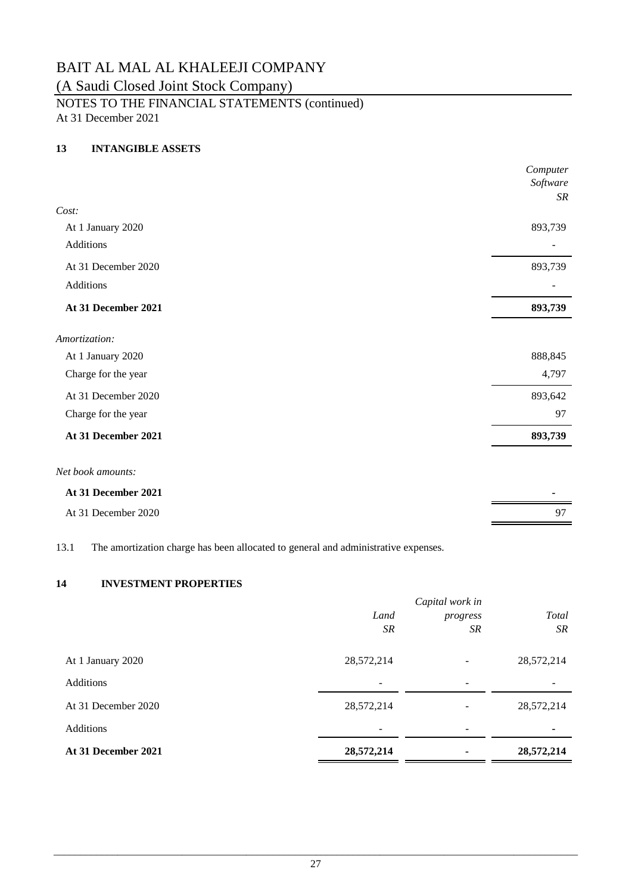# BAIT AL MAL AL KHALEEJI COMPANY

(A Saudi Closed Joint Stock Company)

NOTES TO THE FINANCIAL STATEMENTS (continued)

At 31 December 2021

## 13 INTANGIBLE ASSETS

| | *Computer Software SR* |
|---|---|
| *Cost:* | |
| At 1 January 2020 | 893,739 |
| Additions | - |
| At 31 December 2020 | 893,739 |
| Additions | - |
| **At 31 December 2021** | **893,739** |
| *Amortization:* | |
| At 1 January 2020 | 888,845 |
| Charge for the year | 4,797 |
| At 31 December 2020 | 893,642 |
| Charge for the year | 97 |
| **At 31 December 2021** | **893,739** |
| *Net book amounts:* | |
| **At 31 December 2021** | - |
| At 31 December 2020 | 97 |

13.1 The amortization charge has been allocated to general and administrative expenses.

## 14 INVESTMENT PROPERTIES

| | *Land SR* | *Capital work in progress SR* | *Total SR* |
|---|---|---|---|
| At 1 January 2020 | 28,572,214 | - | 28,572,214 |
| Additions | - | - | - |
| At 31 December 2020 | 28,572,214 | - | 28,572,214 |
| Additions | - | - | - |
| **At 31 December 2021** | **28,572,214** | **-** | **28,572,214** |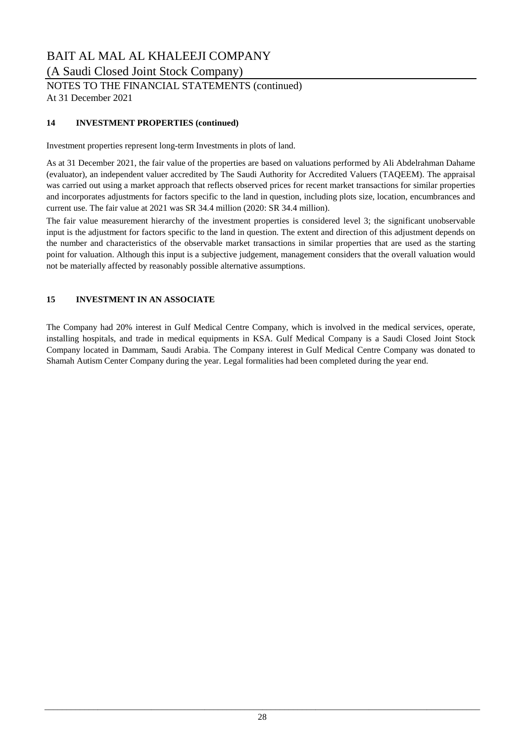# BAIT AL MAL AL KHALEEJI COMPANY

(A Saudi Closed Joint Stock Company)

NOTES TO THE FINANCIAL STATEMENTS (continued)

At 31 December 2021

## 14 INVESTMENT PROPERTIES (continued)

Investment properties represent long-term Investments in plots of land.

As at 31 December 2021, the fair value of the properties are based on valuations performed by Ali Abdelrahman Dahame (evaluator), an independent valuer accredited by The Saudi Authority for Accredited Valuers (TAQEEM). The appraisal was carried out using a market approach that reflects observed prices for recent market transactions for similar properties and incorporates adjustments for factors specific to the land in question, including plots size, location, encumbrances and current use. The fair value at 2021 was SR 34.4 million (2020: SR 34.4 million).

The fair value measurement hierarchy of the investment properties is considered level 3; the significant unobservable input is the adjustment for factors specific to the land in question. The extent and direction of this adjustment depends on the number and characteristics of the observable market transactions in similar properties that are used as the starting point for valuation. Although this input is a subjective judgement, management considers that the overall valuation would not be materially affected by reasonably possible alternative assumptions.

## 15 INVESTMENT IN AN ASSOCIATE

The Company had 20% interest in Gulf Medical Centre Company, which is involved in the medical services, operate, installing hospitals, and trade in medical equipments in KSA. Gulf Medical Company is a Saudi Closed Joint Stock Company located in Dammam, Saudi Arabia. The Company interest in Gulf Medical Centre Company was donated to Shamah Autism Center Company during the year. Legal formalities had been completed during the year end.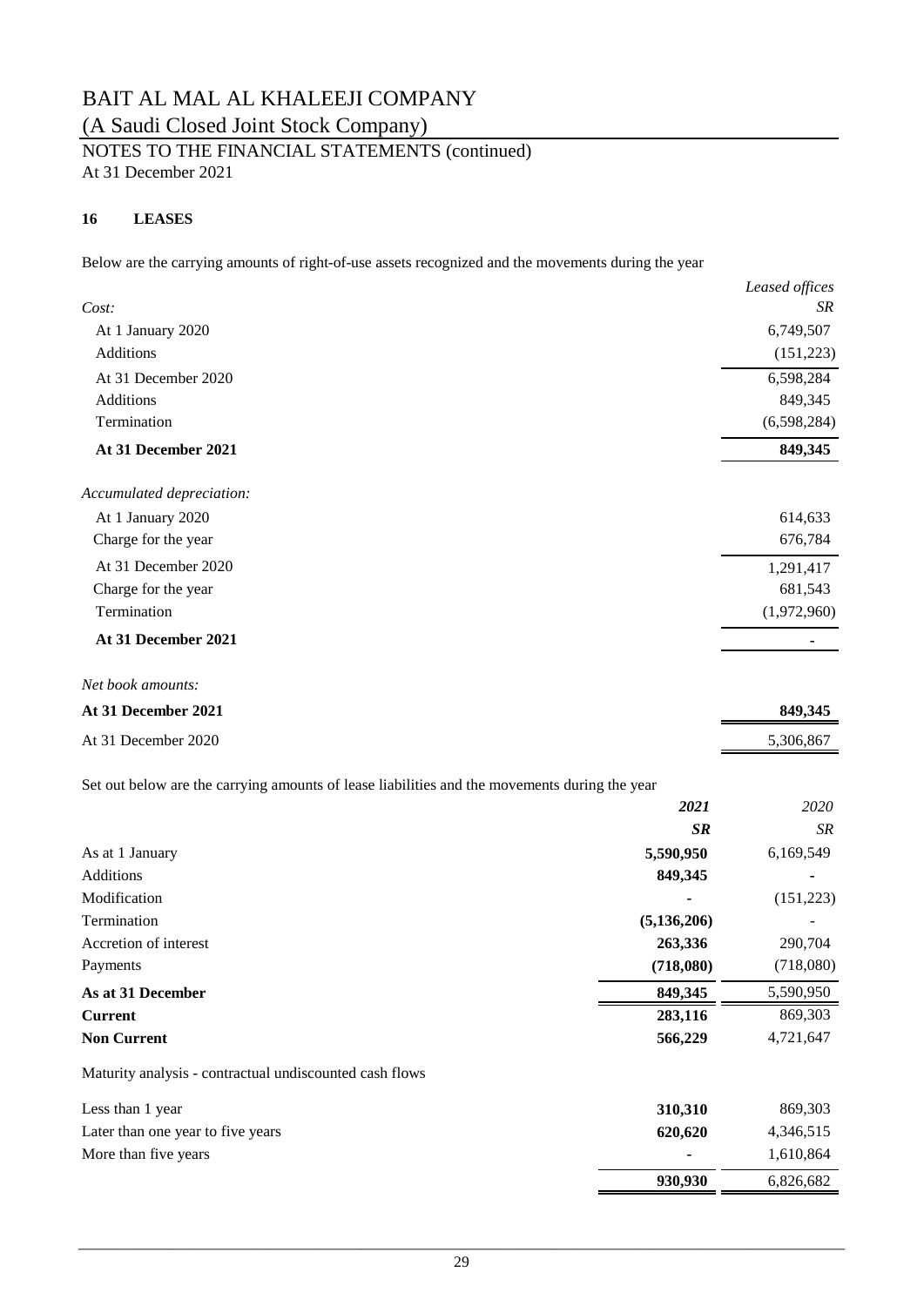# BAIT AL MAL AL KHALEEJI COMPANY

(A Saudi Closed Joint Stock Company)

NOTES TO THE FINANCIAL STATEMENTS (continued)

At 31 December 2021

## 16 LEASES

Below are the carrying amounts of right-of-use assets recognized and the movements during the year

| | *Leased offices* |
|---|---|
| *Cost:* | *SR* |
| At 1 January 2020 | 6,749,507 |
| Additions | (151,223) |
| At 31 December 2020 | 6,598,284 |
| Additions | 849,345 |
| Termination | (6,598,284) |
| **At 31 December 2021** | **849,345** |
| *Accumulated depreciation:* | |
| At 1 January 2020 | 614,633 |
| Charge for the year | 676,784 |
| At 31 December 2020 | 1,291,417 |
| Charge for the year | 681,543 |
| Termination | (1,972,960) |
| **At 31 December 2021** | **-** |
| *Net book amounts:* | |
| **At 31 December 2021** | **849,345** |
| At 31 December 2020 | 5,306,867 |

Set out below are the carrying amounts of lease liabilities and the movements during the year

| | ***2021*** | *2020* |
|---|---|---|
| | ***SR*** | *SR* |
| As at 1 January | **5,590,950** | 6,169,549 |
| Additions | **849,345** | - |
| Modification | **-** | (151,223) |
| Termination | **(5,136,206)** | - |
| Accretion of interest | **263,336** | 290,704 |
| Payments | **(718,080)** | (718,080) |
| **As at 31 December** | **849,345** | 5,590,950 |
| **Current** | **283,116** | 869,303 |
| **Non Current** | **566,229** | 4,721,647 |

Maturity analysis - contractual undiscounted cash flows

| | | |
|---|---|---|
| Less than 1 year | **310,310** | 869,303 |
| Later than one year to five years | **620,620** | 4,346,515 |
| More than five years | **-** | 1,610,864 |
| | **930,930** | 6,826,682 |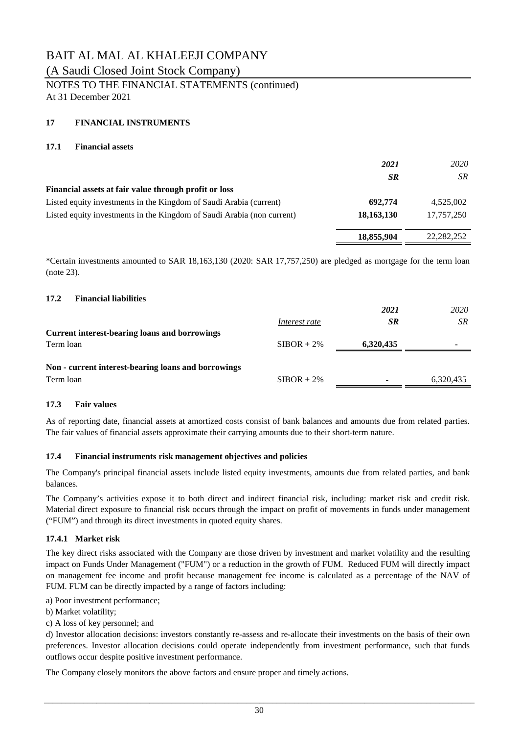# BAIT AL MAL AL KHALEEJI COMPANY

(A Saudi Closed Joint Stock Company)

NOTES TO THE FINANCIAL STATEMENTS (continued)

At 31 December 2021

## 17 FINANCIAL INSTRUMENTS

### 17.1 Financial assets

| | *2021* | *2020* |
|---|---|---|
| | ***SR*** | *SR* |
| **Financial assets at fair value through profit or loss** | | |
| Listed equity investments in the Kingdom of Saudi Arabia (current) | **692,774** | 4,525,002 |
| Listed equity investments in the Kingdom of Saudi Arabia (non current) | **18,163,130** | 17,757,250 |
| | **18,855,904** | 22,282,252 |

*Certain investments amounted to SAR 18,163,130 (2020: SAR 17,757,250) are pledged as mortgage for the term loan (note 23).

### 17.2 Financial liabilities

| | | *2021* | *2020* |
|---|---|---|---|
| | *Interest rate* | ***SR*** | *SR* |
| **Current interest-bearing loans and borrowings** | | | |
| Term loan | SIBOR + 2% | **6,320,435** | - |
| **Non - current interest-bearing loans and borrowings** | | | |
| Term loan | SIBOR + 2% | **-** | 6,320,435 |

### 17.3 Fair values

As of reporting date, financial assets at amortized costs consist of bank balances and amounts due from related parties. The fair values of financial assets approximate their carrying amounts due to their short-term nature.

### 17.4 Financial instruments risk management objectives and policies

The Company's principal financial assets include listed equity investments, amounts due from related parties, and bank balances.

The Company's activities expose it to both direct and indirect financial risk, including: market risk and credit risk. Material direct exposure to financial risk occurs through the impact on profit of movements in funds under management ("FUM") and through its direct investments in quoted equity shares.

#### 17.4.1 Market risk

The key direct risks associated with the Company are those driven by investment and market volatility and the resulting impact on Funds Under Management ("FUM") or a reduction in the growth of FUM. Reduced FUM will directly impact on management fee income and profit because management fee income is calculated as a percentage of the NAV of FUM. FUM can be directly impacted by a range of factors including:

a) Poor investment performance;

b) Market volatility;

c) A loss of key personnel; and

d) Investor allocation decisions: investors constantly re-assess and re-allocate their investments on the basis of their own preferences. Investor allocation decisions could operate independently from investment performance, such that funds outflows occur despite positive investment performance.

The Company closely monitors the above factors and ensure proper and timely actions.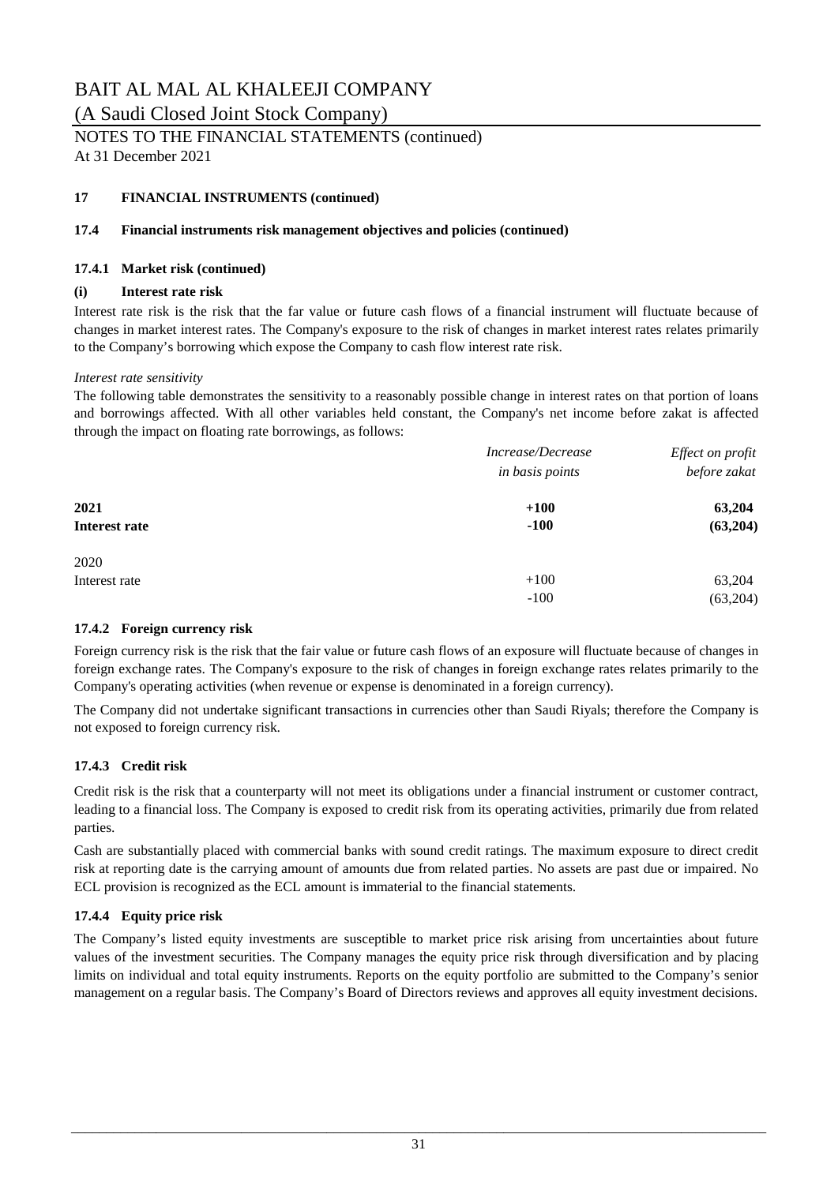## 17 FINANCIAL INSTRUMENTS (continued)

### 17.4 Financial instruments risk management objectives and policies (continued)

#### 17.4.1 Market risk (continued)

**(i) Interest rate risk**

Interest rate risk is the risk that the far value or future cash flows of a financial instrument will fluctuate because of changes in market interest rates. The Company's exposure to the risk of changes in market interest rates relates primarily to the Company's borrowing which expose the Company to cash flow interest rate risk.

*Interest rate sensitivity*

The following table demonstrates the sensitivity to a reasonably possible change in interest rates on that portion of loans and borrowings affected. With all other variables held constant, the Company's net income before zakat is affected through the impact on floating rate borrowings, as follows:

| | *Increase/Decrease in basis points* | *Effect on profit before zakat* |
|---|---|---|
| **2021** | **+100** | **63,204** |
| **Interest rate** | **-100** | **(63,204)** |
| 2020 | | |
| Interest rate | +100 | 63,204 |
| | -100 | (63,204) |

#### 17.4.2 Foreign currency risk

Foreign currency risk is the risk that the fair value or future cash flows of an exposure will fluctuate because of changes in foreign exchange rates. The Company's exposure to the risk of changes in foreign exchange rates relates primarily to the Company's operating activities (when revenue or expense is denominated in a foreign currency).

The Company did not undertake significant transactions in currencies other than Saudi Riyals; therefore the Company is not exposed to foreign currency risk.

#### 17.4.3 Credit risk

Credit risk is the risk that a counterparty will not meet its obligations under a financial instrument or customer contract, leading to a financial loss. The Company is exposed to credit risk from its operating activities, primarily due from related parties.

Cash are substantially placed with commercial banks with sound credit ratings. The maximum exposure to direct credit risk at reporting date is the carrying amount of amounts due from related parties. No assets are past due or impaired. No ECL provision is recognized as the ECL amount is immaterial to the financial statements.

#### 17.4.4 Equity price risk

The Company's listed equity investments are susceptible to market price risk arising from uncertainties about future values of the investment securities. The Company manages the equity price risk through diversification and by placing limits on individual and total equity instruments. Reports on the equity portfolio are submitted to the Company's senior management on a regular basis. The Company's Board of Directors reviews and approves all equity investment decisions.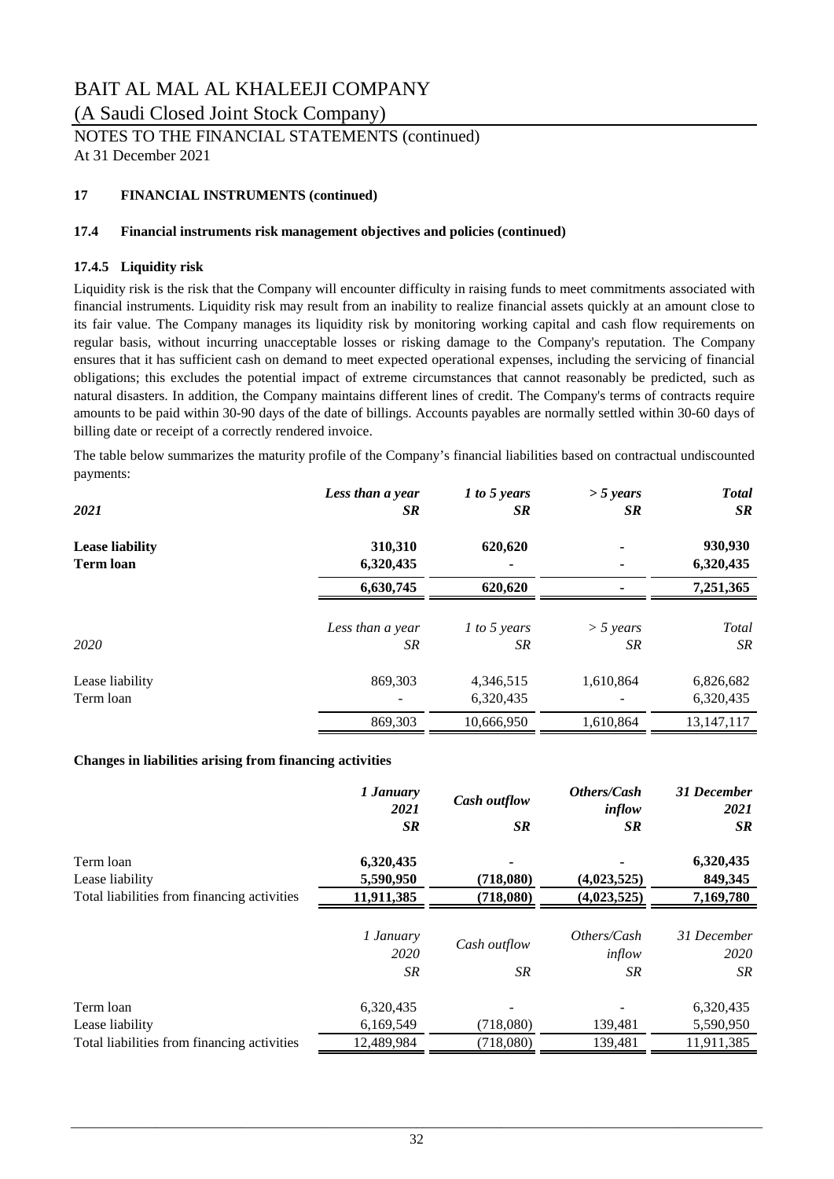BAIT AL MAL AL KHALEEJI COMPANY

(A Saudi Closed Joint Stock Company)

NOTES TO THE FINANCIAL STATEMENTS (continued)

At 31 December 2021

**17 FINANCIAL INSTRUMENTS (continued)**

**17.4 Financial instruments risk management objectives and policies (continued)**

**17.4.5 Liquidity risk**

Liquidity risk is the risk that the Company will encounter difficulty in raising funds to meet commitments associated with financial instruments. Liquidity risk may result from an inability to realize financial assets quickly at an amount close to its fair value. The Company manages its liquidity risk by monitoring working capital and cash flow requirements on regular basis, without incurring unacceptable losses or risking damage to the Company's reputation. The Company ensures that it has sufficient cash on demand to meet expected operational expenses, including the servicing of financial obligations; this excludes the potential impact of extreme circumstances that cannot reasonably be predicted, such as natural disasters. In addition, the Company maintains different lines of credit. The Company's terms of contracts require amounts to be paid within 30-90 days of the date of billings. Accounts payables are normally settled within 30-60 days of billing date or receipt of a correctly rendered invoice.

The table below summarizes the maturity profile of the Company's financial liabilities based on contractual undiscounted payments:

| ***2021*** | ***Less than a year SR*** | ***1 to 5 years SR*** | ***> 5 years SR*** | ***Total SR*** |
|---|---|---|---|---|
| **Lease liability** | **310,310** | **620,620** | **-** | **930,930** |
| **Term loan** | **6,320,435** | **-** | **-** | **6,320,435** |
| | **6,630,745** | **620,620** | **-** | **7,251,365** |

| *2020* | *Less than a year SR* | *1 to 5 years SR* | *> 5 years SR* | *Total SR* |
|---|---|---|---|---|
| Lease liability | 869,303 | 4,346,515 | 1,610,864 | 6,826,682 |
| Term loan | - | 6,320,435 | - | 6,320,435 |
| | 869,303 | 10,666,950 | 1,610,864 | 13,147,117 |

**Changes in liabilities arising from financing activities**

| | ***1 January 2021 SR*** | ***Cash outflow SR*** | ***Others/Cash inflow SR*** | ***31 December 2021 SR*** |
|---|---|---|---|---|
| Term loan | **6,320,435** | **-** | **-** | **6,320,435** |
| Lease liability | **5,590,950** | **(718,080)** | **(4,023,525)** | **849,345** |
| Total liabilities from financing activities | **11,911,385** | **(718,080)** | **(4,023,525)** | **7,169,780** |

| | *1 January 2020 SR* | *Cash outflow SR* | *Others/Cash inflow SR* | *31 December 2020 SR* |
|---|---|---|---|---|
| Term loan | 6,320,435 | - | - | 6,320,435 |
| Lease liability | 6,169,549 | (718,080) | 139,481 | 5,590,950 |
| Total liabilities from financing activities | 12,489,984 | (718,080) | 139,481 | 11,911,385 |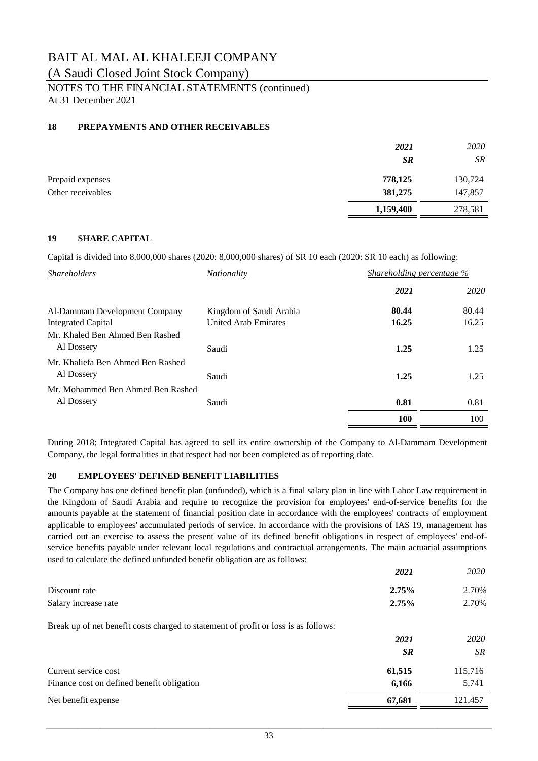# BAIT AL MAL AL KHALEEJI COMPANY

(A Saudi Closed Joint Stock Company)

NOTES TO THE FINANCIAL STATEMENTS (continued)
At 31 December 2021

## 18 PREPAYMENTS AND OTHER RECEIVABLES

| | *2021* | *2020* |
|---|---|---|
| | ***SR*** | *SR* |
| Prepaid expenses | **778,125** | 130,724 |
| Other receivables | **381,275** | 147,857 |
| | **1,159,400** | 278,581 |

## 19 SHARE CAPITAL

Capital is divided into 8,000,000 shares (2020: 8,000,000 shares) of SR 10 each (2020: SR 10 each) as following:

| *Shareholders* | *Nationality* | *Shareholding percentage %* | |
|---|---|---|---|
| | | ***2021*** | *2020* |
| Al-Dammam Development Company | Kingdom of Saudi Arabia | **80.44** | 80.44 |
| Integrated Capital | United Arab Emirates | **16.25** | 16.25 |
| Mr. Khaled Ben Ahmed Ben Rashed Al Dossery | Saudi | **1.25** | 1.25 |
| Mr. Khaliefa Ben Ahmed Ben Rashed Al Dossery | Saudi | **1.25** | 1.25 |
| Mr. Mohammed Ben Ahmed Ben Rashed Al Dossery | Saudi | **0.81** | 0.81 |
| | | **100** | 100 |

During 2018; Integrated Capital has agreed to sell its entire ownership of the Company to Al-Dammam Development Company, the legal formalities in that respect had not been completed as of reporting date.

## 20 EMPLOYEES' DEFINED BENEFIT LIABILITIES

The Company has one defined benefit plan (unfunded), which is a final salary plan in line with Labor Law requirement in the Kingdom of Saudi Arabia and require to recognize the provision for employees' end-of-service benefits for the amounts payable at the statement of financial position date in accordance with the employees' contracts of employment applicable to employees' accumulated periods of service. In accordance with the provisions of IAS 19, management has carried out an exercise to assess the present value of its defined benefit obligations in respect of employees' end-of-service benefits payable under relevant local regulations and contractual arrangements. The main actuarial assumptions used to calculate the defined unfunded benefit obligation are as follows:

| | ***2021*** | *2020* |
|---|---|---|
| Discount rate | **2.75%** | 2.70% |
| Salary increase rate | **2.75%** | 2.70% |

Break up of net benefit costs charged to statement of profit or loss is as follows:

| | ***2021*** | *2020* |
|---|---|---|
| | ***SR*** | *SR* |
| Current service cost | **61,515** | 115,716 |
| Finance cost on defined benefit obligation | **6,166** | 5,741 |
| Net benefit expense | **67,681** | 121,457 |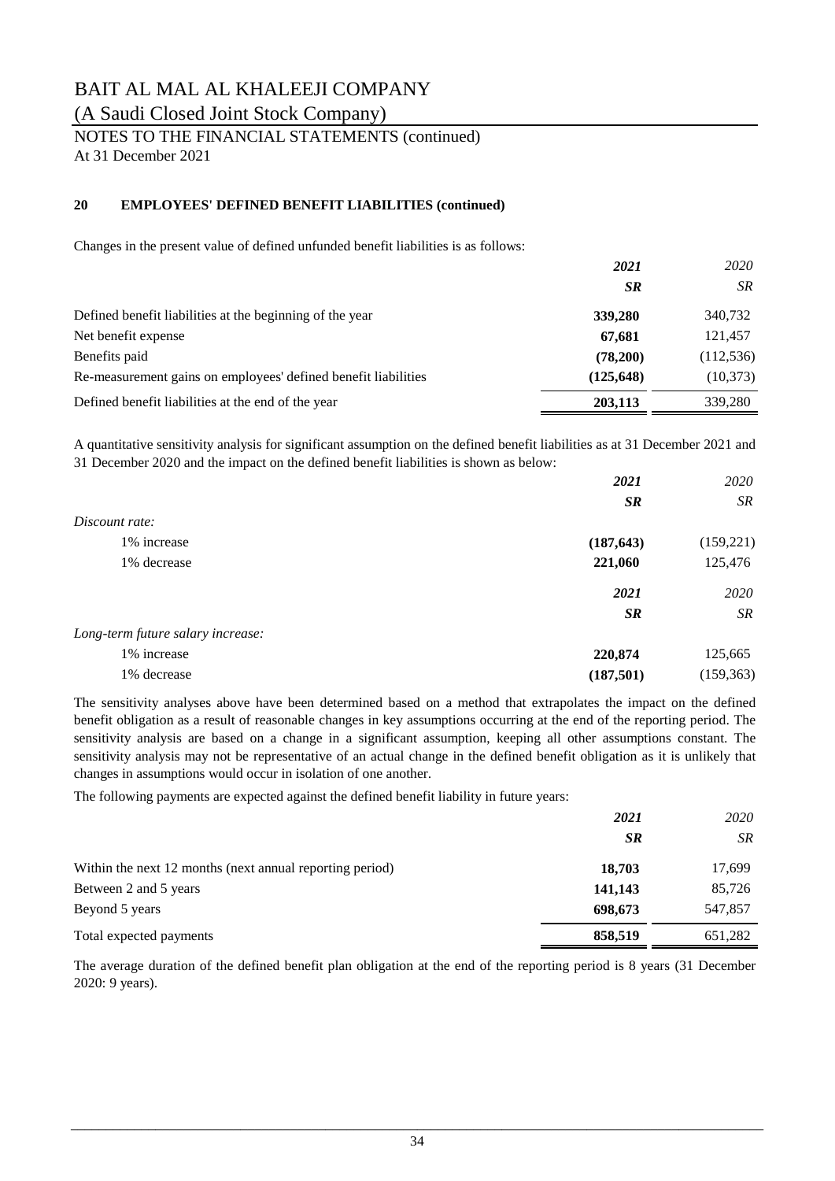# BAIT AL MAL AL KHALEEJI COMPANY

(A Saudi Closed Joint Stock Company)

NOTES TO THE FINANCIAL STATEMENTS (continued)

At 31 December 2021

## 20 EMPLOYEES' DEFINED BENEFIT LIABILITIES (continued)

Changes in the present value of defined unfunded benefit liabilities is as follows:

| | *2021* | *2020* |
|---|---|---|
| | ***SR*** | *SR* |
| Defined benefit liabilities at the beginning of the year | **339,280** | 340,732 |
| Net benefit expense | **67,681** | 121,457 |
| Benefits paid | **(78,200)** | (112,536) |
| Re-measurement gains on employees' defined benefit liabilities | **(125,648)** | (10,373) |
| Defined benefit liabilities at the end of the year | **203,113** | 339,280 |

A quantitative sensitivity analysis for significant assumption on the defined benefit liabilities as at 31 December 2021 and 31 December 2020 and the impact on the defined benefit liabilities is shown as below:

| | *2021* | *2020* |
|---|---|---|
| | ***SR*** | *SR* |
| *Discount rate:* | | |
| 1% increase | **(187,643)** | (159,221) |
| 1% decrease | **221,060** | 125,476 |

| | *2021* | *2020* |
|---|---|---|
| | ***SR*** | *SR* |
| *Long-term future salary increase:* | | |
| 1% increase | **220,874** | 125,665 |
| 1% decrease | **(187,501)** | (159,363) |

The sensitivity analyses above have been determined based on a method that extrapolates the impact on the defined benefit obligation as a result of reasonable changes in key assumptions occurring at the end of the reporting period. The sensitivity analysis are based on a change in a significant assumption, keeping all other assumptions constant. The sensitivity analysis may not be representative of an actual change in the defined benefit obligation as it is unlikely that changes in assumptions would occur in isolation of one another.

The following payments are expected against the defined benefit liability in future years:

| | *2021* | *2020* |
|---|---|---|
| | ***SR*** | *SR* |
| Within the next 12 months (next annual reporting period) | **18,703** | 17,699 |
| Between 2 and 5 years | **141,143** | 85,726 |
| Beyond 5 years | **698,673** | 547,857 |
| Total expected payments | **858,519** | 651,282 |

The average duration of the defined benefit plan obligation at the end of the reporting period is 8 years (31 December 2020: 9 years).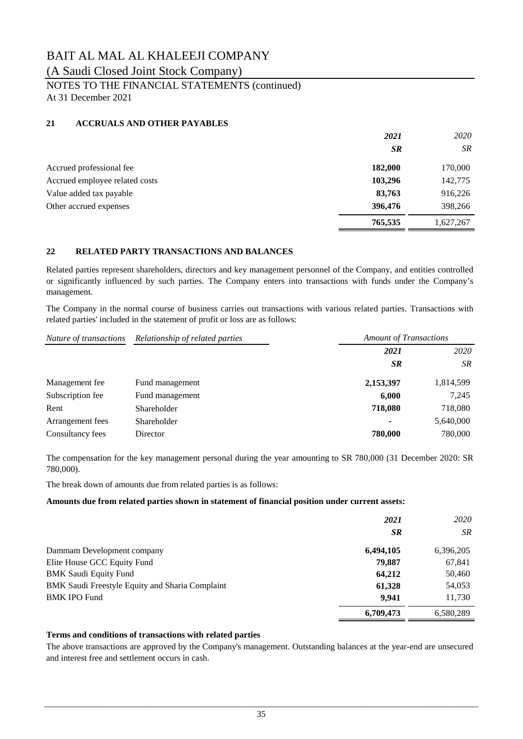# BAIT AL MAL AL KHALEEJI COMPANY

(A Saudi Closed Joint Stock Company)

NOTES TO THE FINANCIAL STATEMENTS (continued)

At 31 December 2021

## 21 ACCRUALS AND OTHER PAYABLES

| | *2021* | *2020* |
|---|---|---|
| | ***SR*** | *SR* |
| Accrued professional fee | **182,000** | 170,000 |
| Accrued employee related costs | **103,296** | 142,775 |
| Value added tax payable | **83,763** | 916,226 |
| Other accrued expenses | **396,476** | 398,266 |
| | **765,535** | 1,627,267 |

## 22 RELATED PARTY TRANSACTIONS AND BALANCES

Related parties represent shareholders, directors and key management personnel of the Company, and entities controlled or significantly influenced by such parties. The Company enters into transactions with funds under the Company's management.

The Company in the normal course of business carries out transactions with various related parties. Transactions with related parties' included in the statement of profit or loss are as follows:

| *Nature of transactions* | *Relationship of related parties* | *Amount of Transactions* | |
|---|---|---|---|
| | | ***2021*** | *2020* |
| | | ***SR*** | *SR* |
| Management fee | Fund management | **2,153,397** | 1,814,599 |
| Subscription fee | Fund management | **6,000** | 7,245 |
| Rent | Shareholder | **718,080** | 718,080 |
| Arrangement fees | Shareholder | **-** | 5,640,000 |
| Consultancy fees | Director | **780,000** | 780,000 |

The compensation for the key management personal during the year amounting to SR 780,000 (31 December 2020: SR 780,000).

The break down of amounts due from related parties is as follows:

**Amounts due from related parties shown in statement of financial position under current assets:**

| | *2021* | *2020* |
|---|---|---|
| | ***SR*** | *SR* |
| Dammam Development company | **6,494,105** | 6,396,205 |
| Elite House GCC Equity Fund | **79,887** | 67,841 |
| BMK Saudi Equity Fund | **64,212** | 50,460 |
| BMK Saudi Freestyle Equity and Sharia Complaint | **61,328** | 54,053 |
| BMK IPO Fund | **9,941** | 11,730 |
| | **6,709,473** | 6,580,289 |

**Terms and conditions of transactions with related parties**

The above transactions are approved by the Company's management. Outstanding balances at the year-end are unsecured and interest free and settlement occurs in cash.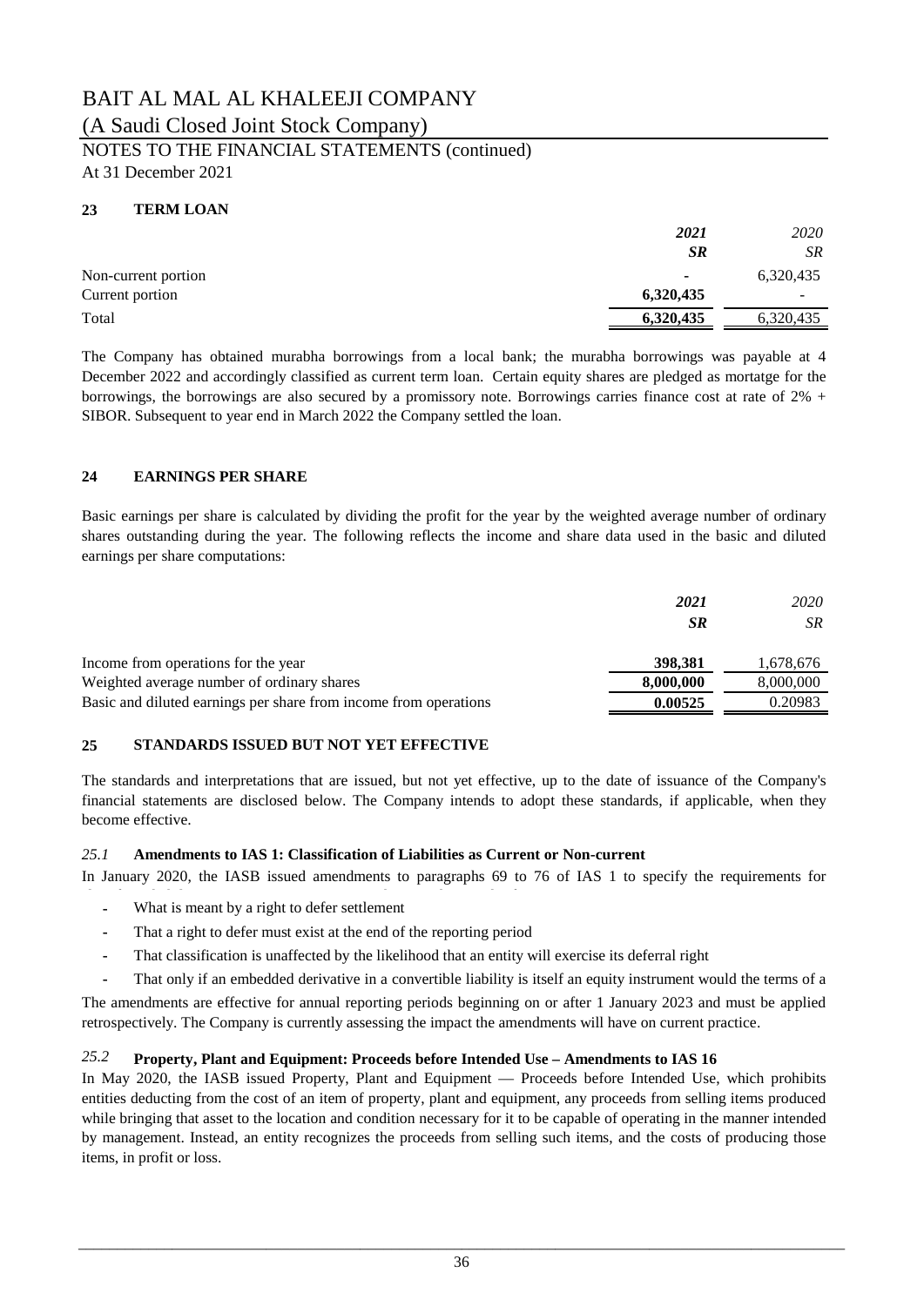# BAIT AL MAL AL KHALEEJI COMPANY

(A Saudi Closed Joint Stock Company)

NOTES TO THE FINANCIAL STATEMENTS (continued)

At 31 December 2021

## 23 TERM LOAN

| | *2021* | *2020* |
|---|---|---|
| | ***SR*** | *SR* |
| Non-current portion | **-** | 6,320,435 |
| Current portion | **6,320,435** | - |
| Total | **6,320,435** | 6,320,435 |

The Company has obtained murabha borrowings from a local bank; the murabha borrowings was payable at 4 December 2022 and accordingly classified as current term loan. Certain equity shares are pledged as mortatge for the borrowings, the borrowings are also secured by a promissory note. Borrowings carries finance cost at rate of 2% + SIBOR. Subsequent to year end in March 2022 the Company settled the loan.

## 24 EARNINGS PER SHARE

Basic earnings per share is calculated by dividing the profit for the year by the weighted average number of ordinary shares outstanding during the year. The following reflects the income and share data used in the basic and diluted earnings per share computations:

| | *2021* | *2020* |
|---|---|---|
| | ***SR*** | *SR* |
| Income from operations for the year | **398,381** | 1,678,676 |
| Weighted average number of ordinary shares | **8,000,000** | 8,000,000 |
| Basic and diluted earnings per share from income from operations | **0.00525** | 0.20983 |

## 25 STANDARDS ISSUED BUT NOT YET EFFECTIVE

The standards and interpretations that are issued, but not yet effective, up to the date of issuance of the Company's financial statements are disclosed below. The Company intends to adopt these standards, if applicable, when they become effective.

### *25.1* Amendments to IAS 1: Classification of Liabilities as Current or Non-current

In January 2020, the IASB issued amendments to paragraphs 69 to 76 of IAS 1 to specify the requirements for

- What is meant by a right to defer settlement
- That a right to defer must exist at the end of the reporting period
- That classification is unaffected by the likelihood that an entity will exercise its deferral right
- That only if an embedded derivative in a convertible liability is itself an equity instrument would the terms of a

The amendments are effective for annual reporting periods beginning on or after 1 January 2023 and must be applied retrospectively. The Company is currently assessing the impact the amendments will have on current practice.

### *25.2* Property, Plant and Equipment: Proceeds before Intended Use – Amendments to IAS 16

In May 2020, the IASB issued Property, Plant and Equipment — Proceeds before Intended Use, which prohibits entities deducting from the cost of an item of property, plant and equipment, any proceeds from selling items produced while bringing that asset to the location and condition necessary for it to be capable of operating in the manner intended by management. Instead, an entity recognizes the proceeds from selling such items, and the costs of producing those items, in profit or loss.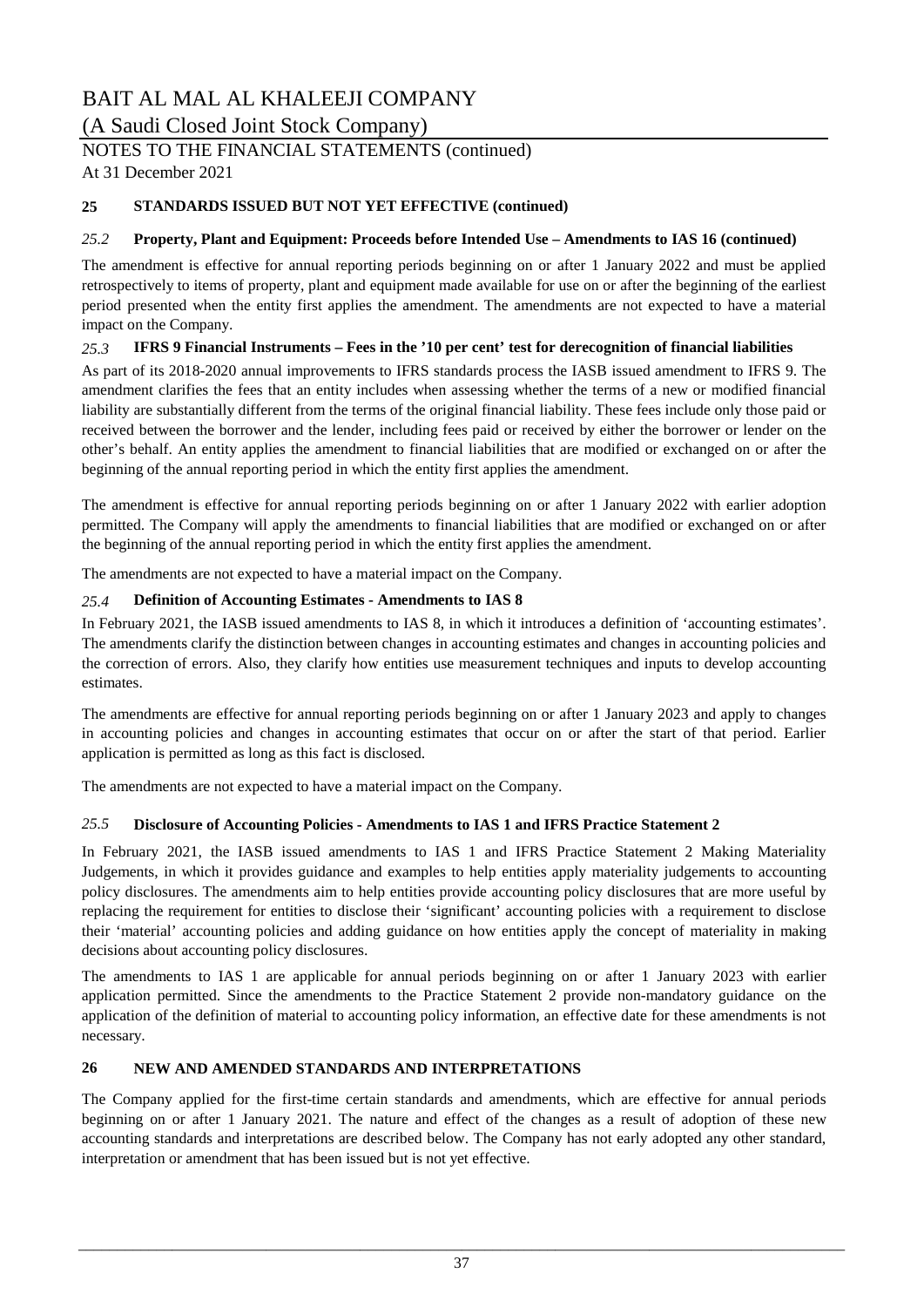## 25 STANDARDS ISSUED BUT NOT YET EFFECTIVE (continued)

### *25.2* Property, Plant and Equipment: Proceeds before Intended Use – Amendments to IAS 16 (continued)

The amendment is effective for annual reporting periods beginning on or after 1 January 2022 and must be applied retrospectively to items of property, plant and equipment made available for use on or after the beginning of the earliest period presented when the entity first applies the amendment. The amendments are not expected to have a material impact on the Company.

### *25.3* IFRS 9 Financial Instruments – Fees in the '10 per cent' test for derecognition of financial liabilities

As part of its 2018-2020 annual improvements to IFRS standards process the IASB issued amendment to IFRS 9. The amendment clarifies the fees that an entity includes when assessing whether the terms of a new or modified financial liability are substantially different from the terms of the original financial liability. These fees include only those paid or received between the borrower and the lender, including fees paid or received by either the borrower or lender on the other's behalf. An entity applies the amendment to financial liabilities that are modified or exchanged on or after the beginning of the annual reporting period in which the entity first applies the amendment.

The amendment is effective for annual reporting periods beginning on or after 1 January 2022 with earlier adoption permitted. The Company will apply the amendments to financial liabilities that are modified or exchanged on or after the beginning of the annual reporting period in which the entity first applies the amendment.

The amendments are not expected to have a material impact on the Company.

### *25.4* Definition of Accounting Estimates - Amendments to IAS 8

In February 2021, the IASB issued amendments to IAS 8, in which it introduces a definition of 'accounting estimates'. The amendments clarify the distinction between changes in accounting estimates and changes in accounting policies and the correction of errors. Also, they clarify how entities use measurement techniques and inputs to develop accounting estimates.

The amendments are effective for annual reporting periods beginning on or after 1 January 2023 and apply to changes in accounting policies and changes in accounting estimates that occur on or after the start of that period. Earlier application is permitted as long as this fact is disclosed.

The amendments are not expected to have a material impact on the Company.

### *25.5* Disclosure of Accounting Policies - Amendments to IAS 1 and IFRS Practice Statement 2

In February 2021, the IASB issued amendments to IAS 1 and IFRS Practice Statement 2 Making Materiality Judgements, in which it provides guidance and examples to help entities apply materiality judgements to accounting policy disclosures. The amendments aim to help entities provide accounting policy disclosures that are more useful by replacing the requirement for entities to disclose their 'significant' accounting policies with a requirement to disclose their 'material' accounting policies and adding guidance on how entities apply the concept of materiality in making decisions about accounting policy disclosures.

The amendments to IAS 1 are applicable for annual periods beginning on or after 1 January 2023 with earlier application permitted. Since the amendments to the Practice Statement 2 provide non-mandatory guidance on the application of the definition of material to accounting policy information, an effective date for these amendments is not necessary.

## 26 NEW AND AMENDED STANDARDS AND INTERPRETATIONS

The Company applied for the first-time certain standards and amendments, which are effective for annual periods beginning on or after 1 January 2021. The nature and effect of the changes as a result of adoption of these new accounting standards and interpretations are described below. The Company has not early adopted any other standard, interpretation or amendment that has been issued but is not yet effective.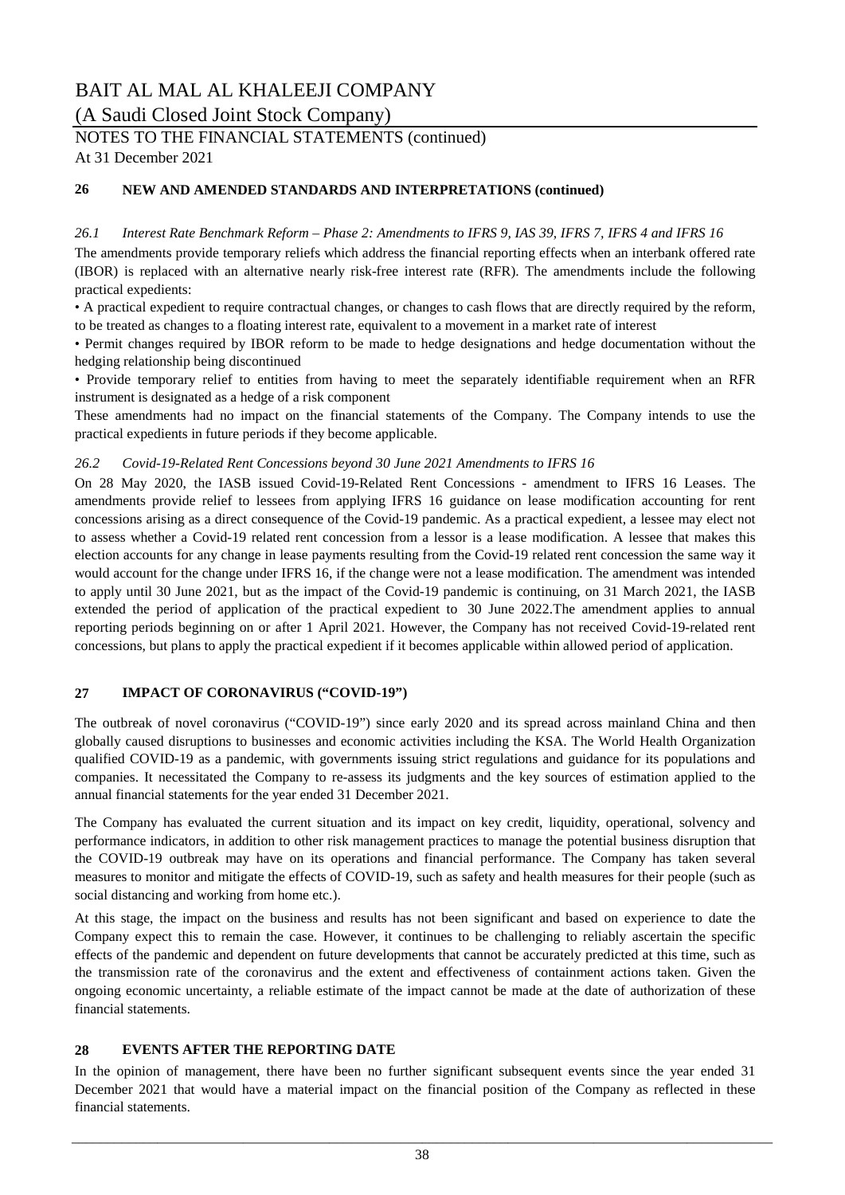# BAIT AL MAL AL KHALEEJI COMPANY

(A Saudi Closed Joint Stock Company)

NOTES TO THE FINANCIAL STATEMENTS (continued)

At 31 December 2021

## 26 NEW AND AMENDED STANDARDS AND INTERPRETATIONS (continued)

### *26.1 Interest Rate Benchmark Reform – Phase 2: Amendments to IFRS 9, IAS 39, IFRS 7, IFRS 4 and IFRS 16*

The amendments provide temporary reliefs which address the financial reporting effects when an interbank offered rate (IBOR) is replaced with an alternative nearly risk-free interest rate (RFR). The amendments include the following practical expedients:

• A practical expedient to require contractual changes, or changes to cash flows that are directly required by the reform, to be treated as changes to a floating interest rate, equivalent to a movement in a market rate of interest

• Permit changes required by IBOR reform to be made to hedge designations and hedge documentation without the hedging relationship being discontinued

• Provide temporary relief to entities from having to meet the separately identifiable requirement when an RFR instrument is designated as a hedge of a risk component

These amendments had no impact on the financial statements of the Company. The Company intends to use the practical expedients in future periods if they become applicable.

### *26.2 Covid-19-Related Rent Concessions beyond 30 June 2021 Amendments to IFRS 16*

On 28 May 2020, the IASB issued Covid-19-Related Rent Concessions - amendment to IFRS 16 Leases. The amendments provide relief to lessees from applying IFRS 16 guidance on lease modification accounting for rent concessions arising as a direct consequence of the Covid-19 pandemic. As a practical expedient, a lessee may elect not to assess whether a Covid-19 related rent concession from a lessor is a lease modification. A lessee that makes this election accounts for any change in lease payments resulting from the Covid-19 related rent concession the same way it would account for the change under IFRS 16, if the change were not a lease modification. The amendment was intended to apply until 30 June 2021, but as the impact of the Covid-19 pandemic is continuing, on 31 March 2021, the IASB extended the period of application of the practical expedient to 30 June 2022.The amendment applies to annual reporting periods beginning on or after 1 April 2021. However, the Company has not received Covid-19-related rent concessions, but plans to apply the practical expedient if it becomes applicable within allowed period of application.

## 27 IMPACT OF CORONAVIRUS ("COVID-19")

The outbreak of novel coronavirus ("COVID-19") since early 2020 and its spread across mainland China and then globally caused disruptions to businesses and economic activities including the KSA. The World Health Organization qualified COVID-19 as a pandemic, with governments issuing strict regulations and guidance for its populations and companies. It necessitated the Company to re-assess its judgments and the key sources of estimation applied to the annual financial statements for the year ended 31 December 2021.

The Company has evaluated the current situation and its impact on key credit, liquidity, operational, solvency and performance indicators, in addition to other risk management practices to manage the potential business disruption that the COVID-19 outbreak may have on its operations and financial performance. The Company has taken several measures to monitor and mitigate the effects of COVID-19, such as safety and health measures for their people (such as social distancing and working from home etc.).

At this stage, the impact on the business and results has not been significant and based on experience to date the Company expect this to remain the case. However, it continues to be challenging to reliably ascertain the specific effects of the pandemic and dependent on future developments that cannot be accurately predicted at this time, such as the transmission rate of the coronavirus and the extent and effectiveness of containment actions taken. Given the ongoing economic uncertainty, a reliable estimate of the impact cannot be made at the date of authorization of these financial statements.

## 28 EVENTS AFTER THE REPORTING DATE

In the opinion of management, there have been no further significant subsequent events since the year ended 31 December 2021 that would have a material impact on the financial position of the Company as reflected in these financial statements.